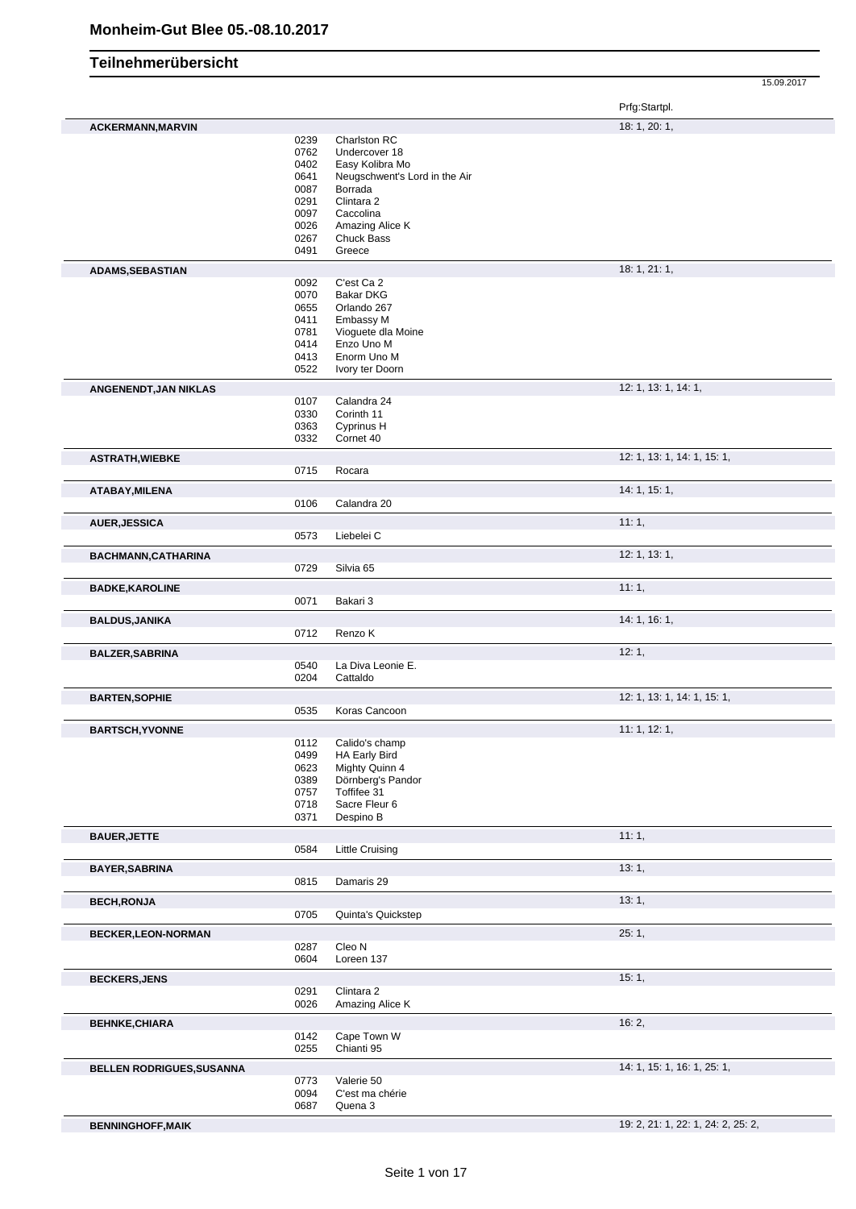# Monheim-Gut Blee 05.-08.10.2017

## Teilnehmerübersicht

15.09.2017

| | | | Prfg:Startpl. |
|---|---|---|---|
| **ACKERMANN,MARVIN** | | | 18: 1, 20: 1, |
| | 0239 | Charlston RC | |
| | 0762 | Undercover 18 | |
| | 0402 | Easy Kolibra Mo | |
| | 0641 | Neugschwent's Lord in the Air | |
| | 0087 | Borrada | |
| | 0291 | Clintara 2 | |
| | 0097 | Caccolina | |
| | 0026 | Amazing Alice K | |
| | 0267 | Chuck Bass | |
| | 0491 | Greece | |
| **ADAMS,SEBASTIAN** | | | 18: 1, 21: 1, |
| | 0092 | C'est Ca 2 | |
| | 0070 | Bakar DKG | |
| | 0655 | Orlando 267 | |
| | 0411 | Embassy M | |
| | 0781 | Vioguete dla Moine | |
| | 0414 | Enzo Uno M | |
| | 0413 | Enorm Uno M | |
| | 0522 | Ivory ter Doorn | |
| **ANGENENDT,JAN NIKLAS** | | | 12: 1, 13: 1, 14: 1, |
| | 0107 | Calandra 24 | |
| | 0330 | Corinth 11 | |
| | 0363 | Cyprinus H | |
| | 0332 | Cornet 40 | |
| **ASTRATH,WIEBKE** | | | 12: 1, 13: 1, 14: 1, 15: 1, |
| | 0715 | Rocara | |
| **ATABAY,MILENA** | | | 14: 1, 15: 1, |
| | 0106 | Calandra 20 | |
| **AUER,JESSICA** | | | 11: 1, |
| | 0573 | Liebelei C | |
| **BACHMANN,CATHARINA** | | | 12: 1, 13: 1, |
| | 0729 | Silvia 65 | |
| **BADKE,KAROLINE** | | | 11: 1, |
| | 0071 | Bakari 3 | |
| **BALDUS,JANIKA** | | | 14: 1, 16: 1, |
| | 0712 | Renzo K | |
| **BALZER,SABRINA** | | | 12: 1, |
| | 0540 | La Diva Leonie E. | |
| | 0204 | Cattaldo | |
| **BARTEN,SOPHIE** | | | 12: 1, 13: 1, 14: 1, 15: 1, |
| | 0535 | Koras Cancoon | |
| **BARTSCH,YVONNE** | | | 11: 1, 12: 1, |
| | 0112 | Calido's champ | |
| | 0499 | HA Early Bird | |
| | 0623 | Mighty Quinn 4 | |
| | 0389 | Dörnberg's Pandor | |
| | 0757 | Toffifee 31 | |
| | 0718 | Sacre Fleur 6 | |
| | 0371 | Despino B | |
| **BAUER,JETTE** | | | 11: 1, |
| | 0584 | Little Cruising | |
| **BAYER,SABRINA** | | | 13: 1, |
| | 0815 | Damaris 29 | |
| **BECH,RONJA** | | | 13: 1, |
| | 0705 | Quinta's Quickstep | |
| **BECKER,LEON-NORMAN** | | | 25: 1, |
| | 0287 | Cleo N | |
| | 0604 | Loreen 137 | |
| **BECKERS,JENS** | | | 15: 1, |
| | 0291 | Clintara 2 | |
| | 0026 | Amazing Alice K | |
| **BEHNKE,CHIARA** | | | 16: 2, |
| | 0142 | Cape Town W | |
| | 0255 | Chianti 95 | |
| **BELLEN RODRIGUES,SUSANNA** | | | 14: 1, 15: 1, 16: 1, 25: 1, |
| | 0773 | Valerie 50 | |
| | 0094 | C'est ma chérie | |
| | 0687 | Quena 3 | |
| **BENNINGHOFF,MAIK** | | | 19: 2, 21: 1, 22: 1, 24: 2, 25: 2, |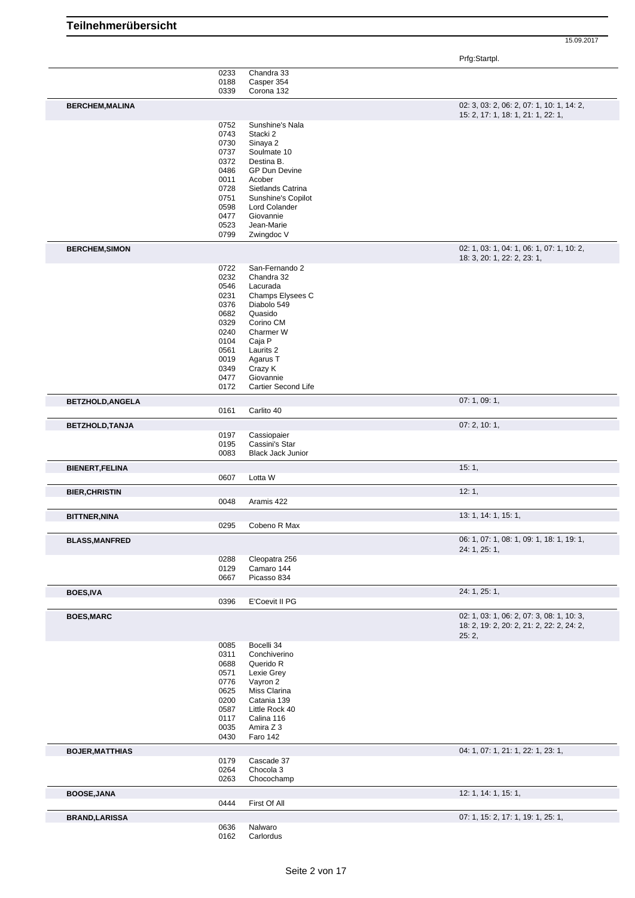# Teilnehmerübersicht

15.09.2017

| Teilnehmer | Nr. | Pferd | Prfg:Startpl. |
|---|---|---|---|
| | 0233 | Chandra 33 | |
| | 0188 | Casper 354 | |
| | 0339 | Corona 132 | |
| **BERCHEM,MALINA** | | | 02: 3, 03: 2, 06: 2, 07: 1, 10: 1, 14: 2, 15: 2, 17: 1, 18: 1, 21: 1, 22: 1, |
| | 0752 | Sunshine's Nala | |
| | 0743 | Stacki 2 | |
| | 0730 | Sinaya 2 | |
| | 0737 | Soulmate 10 | |
| | 0372 | Destina B. | |
| | 0486 | GP Dun Devine | |
| | 0011 | Acober | |
| | 0728 | Sietlands Catrina | |
| | 0751 | Sunshine's Copilot | |
| | 0598 | Lord Colander | |
| | 0477 | Giovannie | |
| | 0523 | Jean-Marie | |
| | 0799 | Zwingdoc V | |
| **BERCHEM,SIMON** | | | 02: 1, 03: 1, 04: 1, 06: 1, 07: 1, 10: 2, 18: 3, 20: 1, 22: 2, 23: 1, |
| | 0722 | San-Fernando 2 | |
| | 0232 | Chandra 32 | |
| | 0546 | Lacurada | |
| | 0231 | Champs Elysees C | |
| | 0376 | Diabolo 549 | |
| | 0682 | Quasido | |
| | 0329 | Corino CM | |
| | 0240 | Charmer W | |
| | 0104 | Caja P | |
| | 0561 | Laurits 2 | |
| | 0019 | Agarus T | |
| | 0349 | Crazy K | |
| | 0477 | Giovannie | |
| | 0172 | Cartier Second Life | |
| **BETZHOLD,ANGELA** | | | 07: 1, 09: 1, |
| | 0161 | Carlito 40 | |
| **BETZHOLD,TANJA** | | | 07: 2, 10: 1, |
| | 0197 | Cassiopaier | |
| | 0195 | Cassini's Star | |
| | 0083 | Black Jack Junior | |
| **BIENERT,FELINA** | | | 15: 1, |
| | 0607 | Lotta W | |
| **BIER,CHRISTIN** | | | 12: 1, |
| | 0048 | Aramis 422 | |
| **BITTNER,NINA** | | | 13: 1, 14: 1, 15: 1, |
| | 0295 | Cobeno R Max | |
| **BLASS,MANFRED** | | | 06: 1, 07: 1, 08: 1, 09: 1, 18: 1, 19: 1, 24: 1, 25: 1, |
| | 0288 | Cleopatra 256 | |
| | 0129 | Camaro 144 | |
| | 0667 | Picasso 834 | |
| **BOES,IVA** | | | 24: 1, 25: 1, |
| | 0396 | E'Coevit II PG | |
| **BOES,MARC** | | | 02: 1, 03: 1, 06: 2, 07: 3, 08: 1, 10: 3, 18: 2, 19: 2, 20: 2, 21: 2, 22: 2, 24: 2, 25: 2, |
| | 0085 | Bocelli 34 | |
| | 0311 | Conchiverino | |
| | 0688 | Querido R | |
| | 0571 | Lexie Grey | |
| | 0776 | Vayron 2 | |
| | 0625 | Miss Clarina | |
| | 0200 | Catania 139 | |
| | 0587 | Little Rock 40 | |
| | 0117 | Calina 116 | |
| | 0035 | Amira Z 3 | |
| | 0430 | Faro 142 | |
| **BOJER,MATTHIAS** | | | 04: 1, 07: 1, 21: 1, 22: 1, 23: 1, |
| | 0179 | Cascade 37 | |
| | 0264 | Chocola 3 | |
| | 0263 | Chocochamp | |
| **BOOSE,JANA** | | | 12: 1, 14: 1, 15: 1, |
| | 0444 | First Of All | |
| **BRAND,LARISSA** | | | 07: 1, 15: 2, 17: 1, 19: 1, 25: 1, |
| | 0636 | Nalwaro | |
| | 0162 | Carlordus | |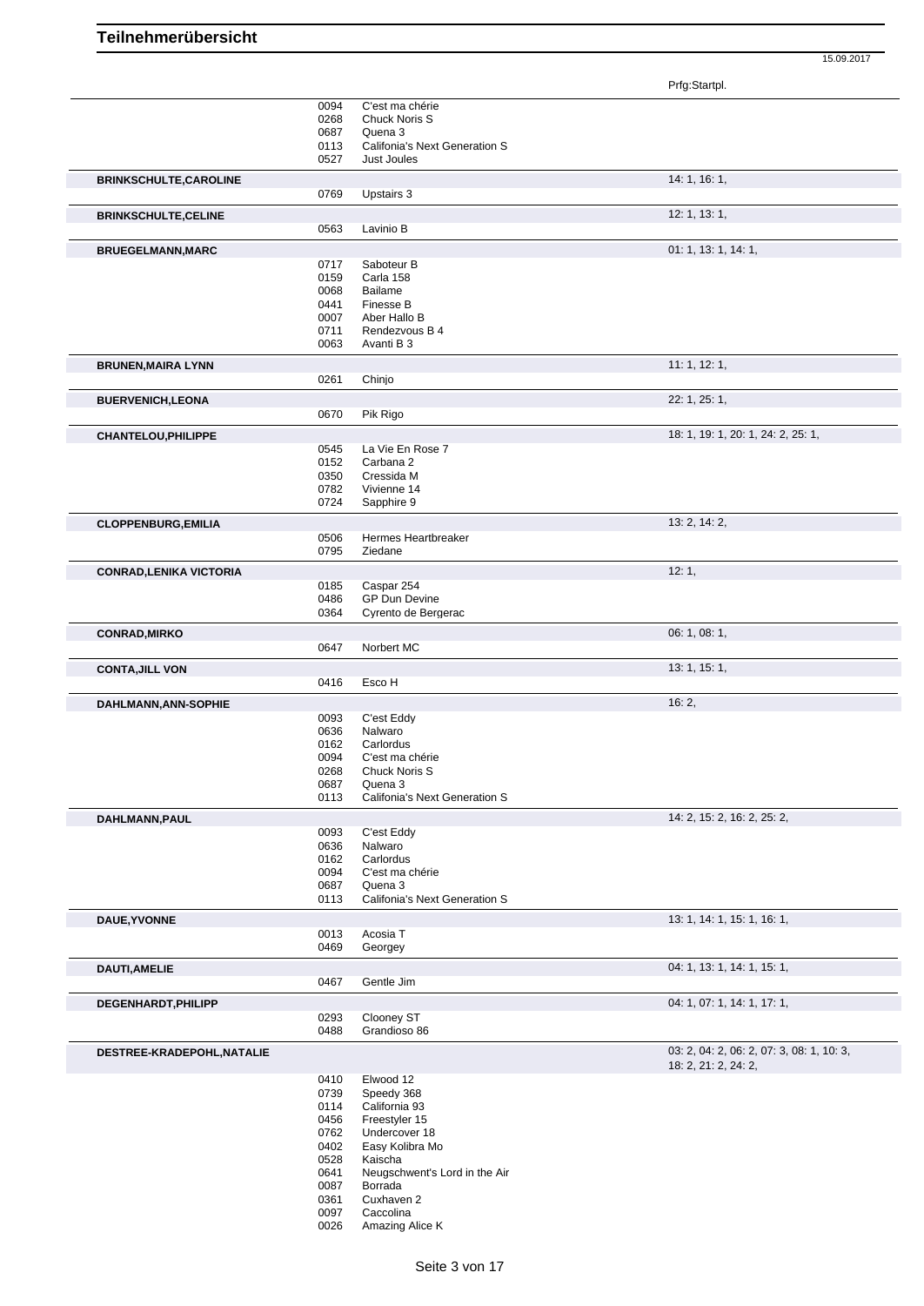# Teilnehmerübersicht

15.09.2017

| Name | Nr. | Pferd | Prfg:Startpl. |
|---|---|---|---|
| | 0094 | C'est ma chérie | |
| | 0268 | Chuck Noris S | |
| | 0687 | Quena 3 | |
| | 0113 | Califonia's Next Generation S | |
| | 0527 | Just Joules | |
| **BRINKSCHULTE,CAROLINE** | | | 14: 1, 16: 1, |
| | 0769 | Upstairs 3 | |
| **BRINKSCHULTE,CELINE** | | | 12: 1, 13: 1, |
| | 0563 | Lavinio B | |
| **BRUEGELMANN,MARC** | | | 01: 1, 13: 1, 14: 1, |
| | 0717 | Saboteur B | |
| | 0159 | Carla 158 | |
| | 0068 | Bailame | |
| | 0441 | Finesse B | |
| | 0007 | Aber Hallo B | |
| | 0711 | Rendezvous B 4 | |
| | 0063 | Avanti B 3 | |
| **BRUNEN,MAIRA LYNN** | | | 11: 1, 12: 1, |
| | 0261 | Chinjo | |
| **BUERVENICH,LEONA** | | | 22: 1, 25: 1, |
| | 0670 | Pik Rigo | |
| **CHANTELOU,PHILIPPE** | | | 18: 1, 19: 1, 20: 1, 24: 2, 25: 1, |
| | 0545 | La Vie En Rose 7 | |
| | 0152 | Carbana 2 | |
| | 0350 | Cressida M | |
| | 0782 | Vivienne 14 | |
| | 0724 | Sapphire 9 | |
| **CLOPPENBURG,EMILIA** | | | 13: 2, 14: 2, |
| | 0506 | Hermes Heartbreaker | |
| | 0795 | Ziedane | |
| **CONRAD,LENIKA VICTORIA** | | | 12: 1, |
| | 0185 | Caspar 254 | |
| | 0486 | GP Dun Devine | |
| | 0364 | Cyrento de Bergerac | |
| **CONRAD,MIRKO** | | | 06: 1, 08: 1, |
| | 0647 | Norbert MC | |
| **CONTA,JILL VON** | | | 13: 1, 15: 1, |
| | 0416 | Esco H | |
| **DAHLMANN,ANN-SOPHIE** | | | 16: 2, |
| | 0093 | C'est Eddy | |
| | 0636 | Nalwaro | |
| | 0162 | Carlordus | |
| | 0094 | C'est ma chérie | |
| | 0268 | Chuck Noris S | |
| | 0687 | Quena 3 | |
| | 0113 | Califonia's Next Generation S | |
| **DAHLMANN,PAUL** | | | 14: 2, 15: 2, 16: 2, 25: 2, |
| | 0093 | C'est Eddy | |
| | 0636 | Nalwaro | |
| | 0162 | Carlordus | |
| | 0094 | C'est ma chérie | |
| | 0687 | Quena 3 | |
| | 0113 | Califonia's Next Generation S | |
| **DAUE,YVONNE** | | | 13: 1, 14: 1, 15: 1, 16: 1, |
| | 0013 | Acosia T | |
| | 0469 | Georgey | |
| **DAUTI,AMELIE** | | | 04: 1, 13: 1, 14: 1, 15: 1, |
| | 0467 | Gentle Jim | |
| **DEGENHARDT,PHILIPP** | | | 04: 1, 07: 1, 14: 1, 17: 1, |
| | 0293 | Clooney ST | |
| | 0488 | Grandioso 86 | |
| **DESTREE-KRADEPOHL,NATALIE** | | | 03: 2, 04: 2, 06: 2, 07: 3, 08: 1, 10: 3, 18: 2, 21: 2, 24: 2, |
| | 0410 | Elwood 12 | |
| | 0739 | Speedy 368 | |
| | 0114 | California 93 | |
| | 0456 | Freestyler 15 | |
| | 0762 | Undercover 18 | |
| | 0402 | Easy Kolibra Mo | |
| | 0528 | Kaischa | |
| | 0641 | Neugschwent's Lord in the Air | |
| | 0087 | Borrada | |
| | 0361 | Cuxhaven 2 | |
| | 0097 | Caccolina | |
| | 0026 | Amazing Alice K | |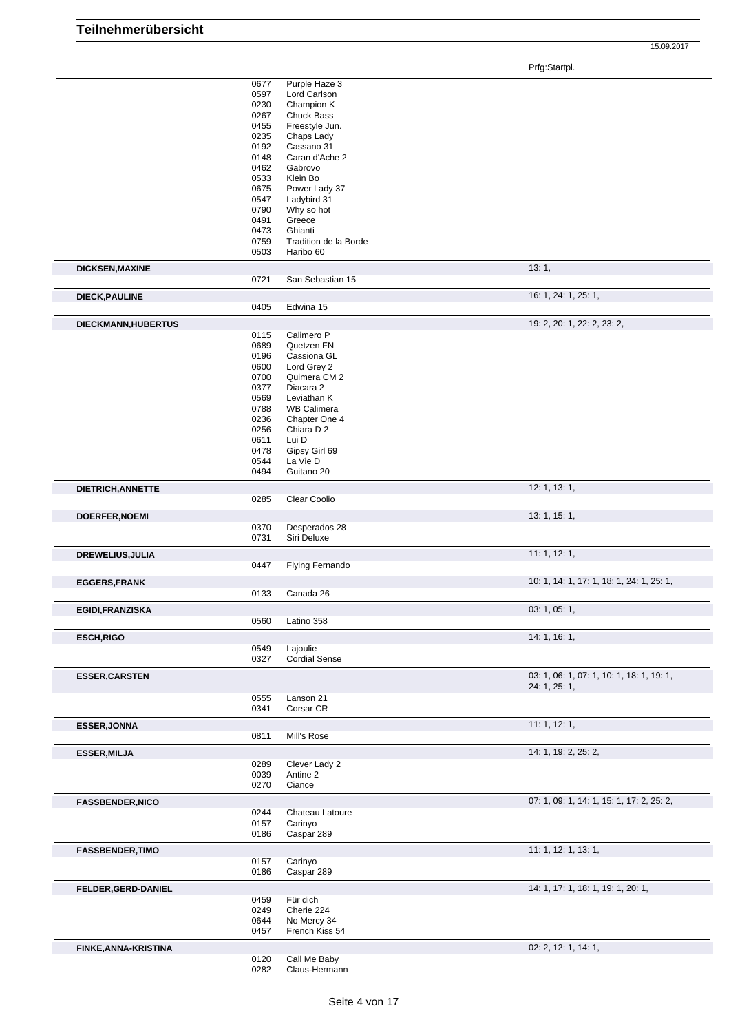# Teilnehmerübersicht

15.09.2017

| Teilnehmer | Nr. | Pferd | Prfg:Startpl. |
|---|---|---|---|
| | 0677 | Purple Haze 3 | |
| | 0597 | Lord Carlson | |
| | 0230 | Champion K | |
| | 0267 | Chuck Bass | |
| | 0455 | Freestyle Jun. | |
| | 0235 | Chaps Lady | |
| | 0192 | Cassano 31 | |
| | 0148 | Caran d'Ache 2 | |
| | 0462 | Gabrovo | |
| | 0533 | Klein Bo | |
| | 0675 | Power Lady 37 | |
| | 0547 | Ladybird 31 | |
| | 0790 | Why so hot | |
| | 0491 | Greece | |
| | 0473 | Ghianti | |
| | 0759 | Tradition de la Borde | |
| | 0503 | Haribo 60 | |
| **DICKSEN,MAXINE** | | | 13: 1, |
| | 0721 | San Sebastian 15 | |
| **DIECK,PAULINE** | | | 16: 1, 24: 1, 25: 1, |
| | 0405 | Edwina 15 | |
| **DIECKMANN,HUBERTUS** | | | 19: 2, 20: 1, 22: 2, 23: 2, |
| | 0115 | Calimero P | |
| | 0689 | Quetzen FN | |
| | 0196 | Cassiona GL | |
| | 0600 | Lord Grey 2 | |
| | 0700 | Quimera CM 2 | |
| | 0377 | Diacara 2 | |
| | 0569 | Leviathan K | |
| | 0788 | WB Calimera | |
| | 0236 | Chapter One 4 | |
| | 0256 | Chiara D 2 | |
| | 0611 | Lui D | |
| | 0478 | Gipsy Girl 69 | |
| | 0544 | La Vie D | |
| | 0494 | Guitano 20 | |
| **DIETRICH,ANNETTE** | | | 12: 1, 13: 1, |
| | 0285 | Clear Coolio | |
| **DOERFER,NOEMI** | | | 13: 1, 15: 1, |
| | 0370 | Desperados 28 | |
| | 0731 | Siri Deluxe | |
| **DREWELIUS,JULIA** | | | 11: 1, 12: 1, |
| | 0447 | Flying Fernando | |
| **EGGERS,FRANK** | | | 10: 1, 14: 1, 17: 1, 18: 1, 24: 1, 25: 1, |
| | 0133 | Canada 26 | |
| **EGIDI,FRANZISKA** | | | 03: 1, 05: 1, |
| | 0560 | Latino 358 | |
| **ESCH,RIGO** | | | 14: 1, 16: 1, |
| | 0549 | Lajoulie | |
| | 0327 | Cordial Sense | |
| **ESSER,CARSTEN** | | | 03: 1, 06: 1, 07: 1, 10: 1, 18: 1, 19: 1, 24: 1, 25: 1, |
| | 0555 | Lanson 21 | |
| | 0341 | Corsar CR | |
| **ESSER,JONNA** | | | 11: 1, 12: 1, |
| | 0811 | Mill's Rose | |
| **ESSER,MILJA** | | | 14: 1, 19: 2, 25: 2, |
| | 0289 | Clever Lady 2 | |
| | 0039 | Antine 2 | |
| | 0270 | Ciance | |
| **FASSBENDER,NICO** | | | 07: 1, 09: 1, 14: 1, 15: 1, 17: 2, 25: 2, |
| | 0244 | Chateau Latoure | |
| | 0157 | Carinyo | |
| | 0186 | Caspar 289 | |
| **FASSBENDER,TIMO** | | | 11: 1, 12: 1, 13: 1, |
| | 0157 | Carinyo | |
| | 0186 | Caspar 289 | |
| **FELDER,GERD-DANIEL** | | | 14: 1, 17: 1, 18: 1, 19: 1, 20: 1, |
| | 0459 | Für dich | |
| | 0249 | Cherie 224 | |
| | 0644 | No Mercy 34 | |
| | 0457 | French Kiss 54 | |
| **FINKE,ANNA-KRISTINA** | | | 02: 2, 12: 1, 14: 1, |
| | 0120 | Call Me Baby | |
| | 0282 | Claus-Hermann | |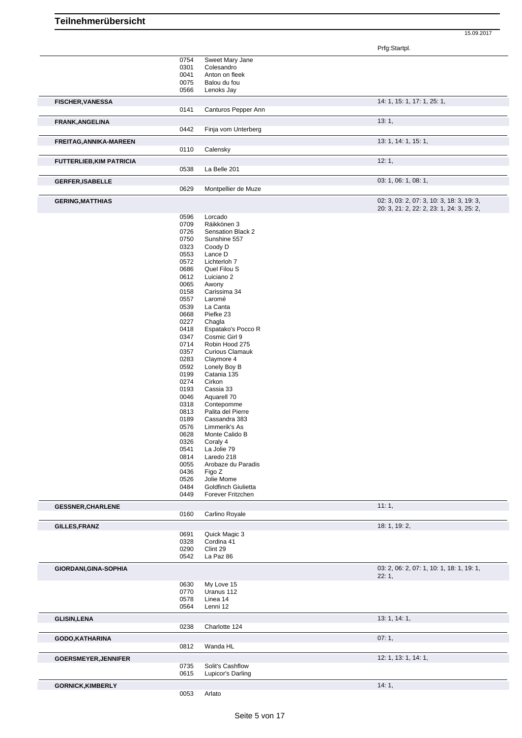# Teilnehmerübersicht

15.09.2017

| Teilnehmer | Nr. | Pferd | Prfg:Startpl. |
|---|---|---|---|
| | 0754 | Sweet Mary Jane | |
| | 0301 | Colesandro | |
| | 0041 | Anton on fleek | |
| | 0075 | Balou du fou | |
| | 0566 | Lenoks Jay | |
| **FISCHER,VANESSA** | | | 14: 1, 15: 1, 17: 1, 25: 1, |
| | 0141 | Canturos Pepper Ann | |
| **FRANK,ANGELINA** | | | 13: 1, |
| | 0442 | Finja vom Unterberg | |
| **FREITAG,ANNIKA-MAREEN** | | | 13: 1, 14: 1, 15: 1, |
| | 0110 | Calensky | |
| **FUTTERLIEB,KIM PATRICIA** | | | 12: 1, |
| | 0538 | La Belle 201 | |
| **GERFER,ISABELLE** | | | 03: 1, 06: 1, 08: 1, |
| | 0629 | Montpellier de Muze | |
| **GERING,MATTHIAS** | | | 02: 3, 03: 2, 07: 3, 10: 3, 18: 3, 19: 3, 20: 3, 21: 2, 22: 2, 23: 1, 24: 3, 25: 2, |
| | 0596 | Lorcado | |
| | 0709 | Räikkönen 3 | |
| | 0726 | Sensation Black 2 | |
| | 0750 | Sunshine 557 | |
| | 0323 | Coody D | |
| | 0553 | Lance D | |
| | 0572 | Lichterloh 7 | |
| | 0686 | Quel Filou S | |
| | 0612 | Luiciano 2 | |
| | 0065 | Awony | |
| | 0158 | Carissima 34 | |
| | 0557 | Laromé | |
| | 0539 | La Canta | |
| | 0668 | Piefke 23 | |
| | 0227 | Chagla | |
| | 0418 | Espatako's Pocco R | |
| | 0347 | Cosmic Girl 9 | |
| | 0714 | Robin Hood 275 | |
| | 0357 | Curious Clamauk | |
| | 0283 | Claymore 4 | |
| | 0592 | Lonely Boy B | |
| | 0199 | Catania 135 | |
| | 0274 | Cirkon | |
| | 0193 | Cassia 33 | |
| | 0046 | Aquarell 70 | |
| | 0318 | Contepomme | |
| | 0813 | Palita del Pierre | |
| | 0189 | Cassandra 383 | |
| | 0576 | Limmerik's As | |
| | 0628 | Monte Calido B | |
| | 0326 | Coraly 4 | |
| | 0541 | La Jolie 79 | |
| | 0814 | Laredo 218 | |
| | 0055 | Arobaze du Paradis | |
| | 0436 | Figo Z | |
| | 0526 | Jolie Mome | |
| | 0484 | Goldfinch Giulietta | |
| | 0449 | Forever Fritzchen | |
| **GESSNER,CHARLENE** | | | 11: 1, |
| | 0160 | Carlino Royale | |
| **GILLES,FRANZ** | | | 18: 1, 19: 2, |
| | 0691 | Quick Magic 3 | |
| | 0328 | Cordina 41 | |
| | 0290 | Clint 29 | |
| | 0542 | La Paz 86 | |
| **GIORDANI,GINA-SOPHIA** | | | 03: 2, 06: 2, 07: 1, 10: 1, 18: 1, 19: 1, 22: 1, |
| | 0630 | My Love 15 | |
| | 0770 | Uranus 112 | |
| | 0578 | Linea 14 | |
| | 0564 | Lenni 12 | |
| **GLISIN,LENA** | | | 13: 1, 14: 1, |
| | 0238 | Charlotte 124 | |
| **GODO,KATHARINA** | | | 07: 1, |
| | 0812 | Wanda HL | |
| **GOERSMEYER,JENNIFER** | | | 12: 1, 13: 1, 14: 1, |
| | 0735 | Solit's Cashflow | |
| | 0615 | Lupicor's Darling | |
| **GORNICK,KIMBERLY** | | | 14: 1, |
| | 0053 | Arlato | |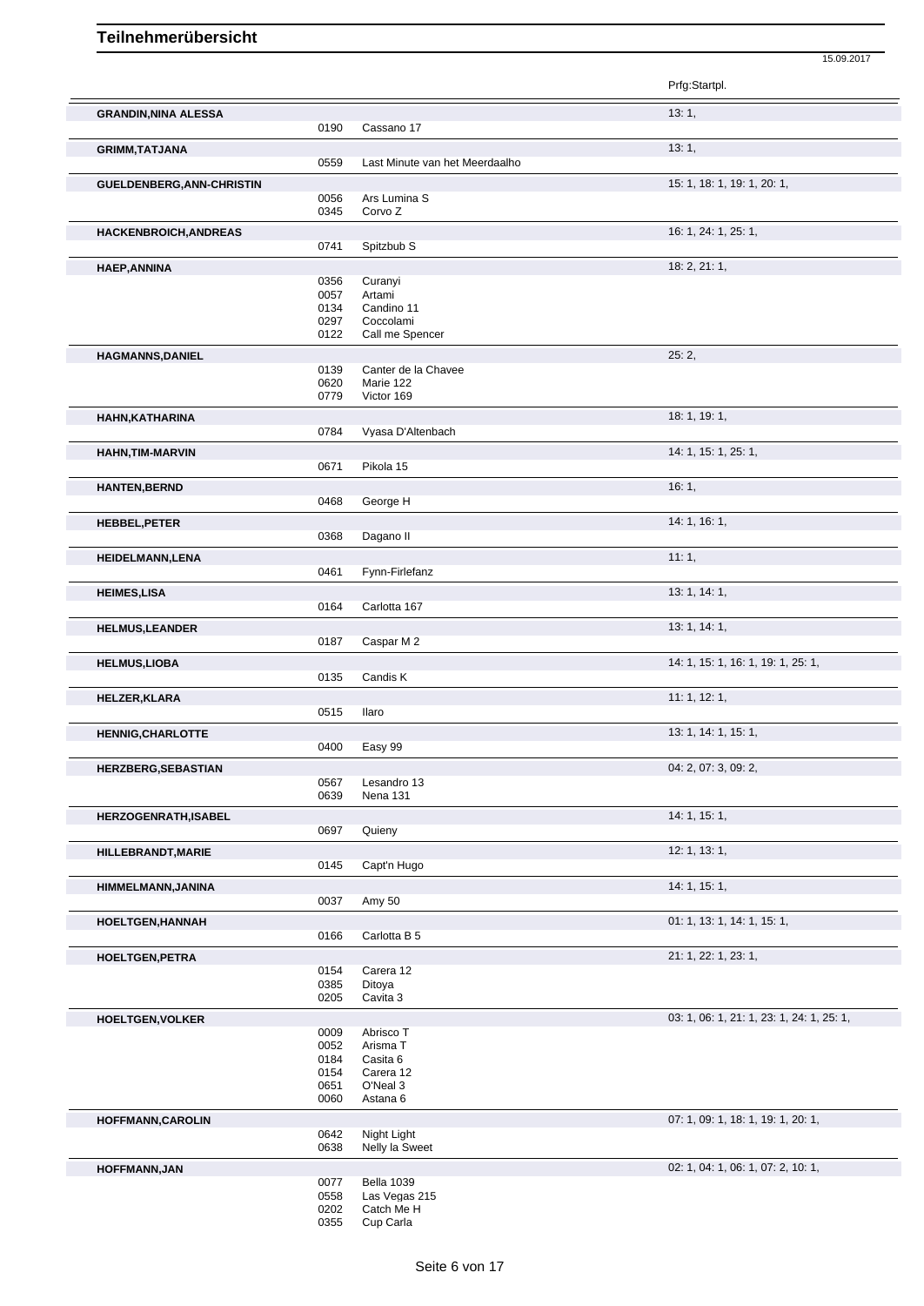# Teilnehmerübersicht

15.09.2017

| Name | Nr. | Pferd | Prfg:Startpl. |
|---|---|---|---|
| **GRANDIN,NINA ALESSA** | | | 13: 1, |
| | 0190 | Cassano 17 | |
| **GRIMM,TATJANA** | | | 13: 1, |
| | 0559 | Last Minute van het Meerdaalho | |
| **GUELDENBERG,ANN-CHRISTIN** | | | 15: 1, 18: 1, 19: 1, 20: 1, |
| | 0056 | Ars Lumina S | |
| | 0345 | Corvo Z | |
| **HACKENBROICH,ANDREAS** | | | 16: 1, 24: 1, 25: 1, |
| | 0741 | Spitzbub S | |
| **HAEP,ANNINA** | | | 18: 2, 21: 1, |
| | 0356 | Curanyi | |
| | 0057 | Artami | |
| | 0134 | Candino 11 | |
| | 0297 | Coccolami | |
| | 0122 | Call me Spencer | |
| **HAGMANNS,DANIEL** | | | 25: 2, |
| | 0139 | Canter de la Chavee | |
| | 0620 | Marie 122 | |
| | 0779 | Victor 169 | |
| **HAHN,KATHARINA** | | | 18: 1, 19: 1, |
| | 0784 | Vyasa D'Altenbach | |
| **HAHN,TIM-MARVIN** | | | 14: 1, 15: 1, 25: 1, |
| | 0671 | Pikola 15 | |
| **HANTEN,BERND** | | | 16: 1, |
| | 0468 | George H | |
| **HEBBEL,PETER** | | | 14: 1, 16: 1, |
| | 0368 | Dagano II | |
| **HEIDELMANN,LENA** | | | 11: 1, |
| | 0461 | Fynn-Firlefanz | |
| **HEIMES,LISA** | | | 13: 1, 14: 1, |
| | 0164 | Carlotta 167 | |
| **HELMUS,LEANDER** | | | 13: 1, 14: 1, |
| | 0187 | Caspar M 2 | |
| **HELMUS,LIOBA** | | | 14: 1, 15: 1, 16: 1, 19: 1, 25: 1, |
| | 0135 | Candis K | |
| **HELZER,KLARA** | | | 11: 1, 12: 1, |
| | 0515 | Ilaro | |
| **HENNIG,CHARLOTTE** | | | 13: 1, 14: 1, 15: 1, |
| | 0400 | Easy 99 | |
| **HERZBERG,SEBASTIAN** | | | 04: 2, 07: 3, 09: 2, |
| | 0567 | Lesandro 13 | |
| | 0639 | Nena 131 | |
| **HERZOGENRATH,ISABEL** | | | 14: 1, 15: 1, |
| | 0697 | Quieny | |
| **HILLEBRANDT,MARIE** | | | 12: 1, 13: 1, |
| | 0145 | Capt'n Hugo | |
| **HIMMELMANN,JANINA** | | | 14: 1, 15: 1, |
| | 0037 | Amy 50 | |
| **HOELTGEN,HANNAH** | | | 01: 1, 13: 1, 14: 1, 15: 1, |
| | 0166 | Carlotta B 5 | |
| **HOELTGEN,PETRA** | | | 21: 1, 22: 1, 23: 1, |
| | 0154 | Carera 12 | |
| | 0385 | Ditoya | |
| | 0205 | Cavita 3 | |
| **HOELTGEN,VOLKER** | | | 03: 1, 06: 1, 21: 1, 23: 1, 24: 1, 25: 1, |
| | 0009 | Abrisco T | |
| | 0052 | Arisma T | |
| | 0184 | Casita 6 | |
| | 0154 | Carera 12 | |
| | 0651 | O'Neal 3 | |
| | 0060 | Astana 6 | |
| **HOFFMANN,CAROLIN** | | | 07: 1, 09: 1, 18: 1, 19: 1, 20: 1, |
| | 0642 | Night Light | |
| | 0638 | Nelly la Sweet | |
| **HOFFMANN,JAN** | | | 02: 1, 04: 1, 06: 1, 07: 2, 10: 1, |
| | 0077 | Bella 1039 | |
| | 0558 | Las Vegas 215 | |
| | 0202 | Catch Me H | |
| | 0355 | Cup Carla | |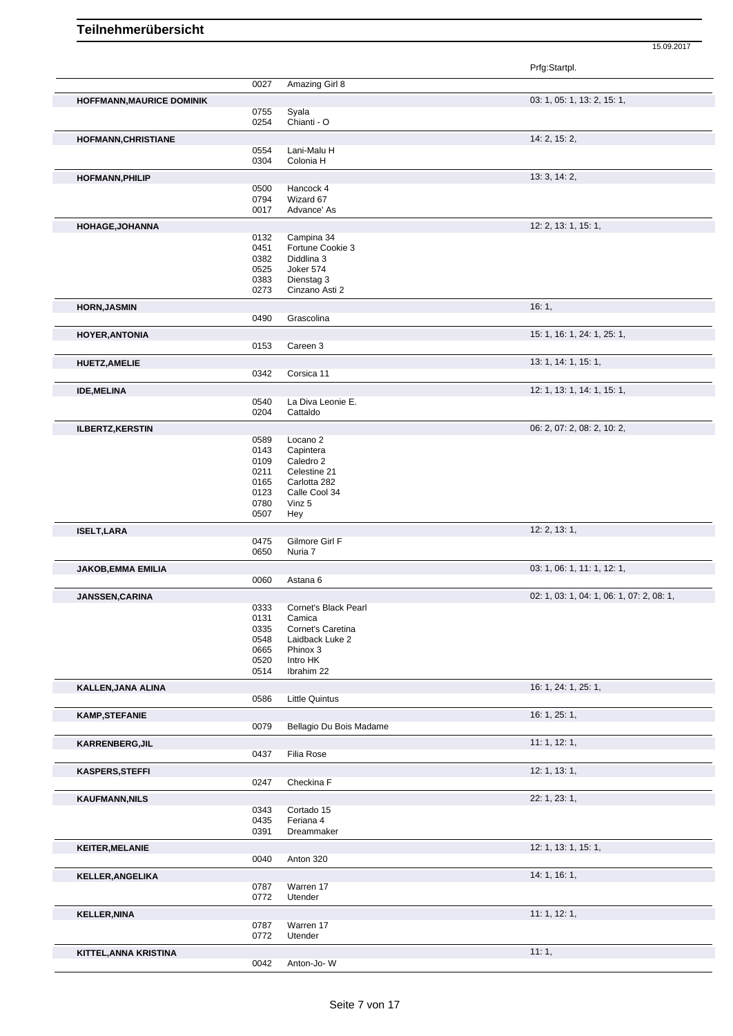# Teilnehmerübersicht

15.09.2017

| Teilnehmer | Nr. | Pferd | Prfg:Startpl. |
|---|---|---|---|
| | 0027 | Amazing Girl 8 | |
| **HOFFMANN,MAURICE DOMINIK** | | | 03: 1, 05: 1, 13: 2, 15: 1, |
| | 0755 | Syala | |
| | 0254 | Chianti - O | |
| **HOFMANN,CHRISTIANE** | | | 14: 2, 15: 2, |
| | 0554 | Lani-Malu H | |
| | 0304 | Colonia H | |
| **HOFMANN,PHILIP** | | | 13: 3, 14: 2, |
| | 0500 | Hancock 4 | |
| | 0794 | Wizard 67 | |
| | 0017 | Advance' As | |
| **HOHAGE,JOHANNA** | | | 12: 2, 13: 1, 15: 1, |
| | 0132 | Campina 34 | |
| | 0451 | Fortune Cookie 3 | |
| | 0382 | Diddlina 3 | |
| | 0525 | Joker 574 | |
| | 0383 | Dienstag 3 | |
| | 0273 | Cinzano Asti 2 | |
| **HORN,JASMIN** | | | 16: 1, |
| | 0490 | Grascolina | |
| **HOYER,ANTONIA** | | | 15: 1, 16: 1, 24: 1, 25: 1, |
| | 0153 | Careen 3 | |
| **HUETZ,AMELIE** | | | 13: 1, 14: 1, 15: 1, |
| | 0342 | Corsica 11 | |
| **IDE,MELINA** | | | 12: 1, 13: 1, 14: 1, 15: 1, |
| | 0540 | La Diva Leonie E. | |
| | 0204 | Cattaldo | |
| **ILBERTZ,KERSTIN** | | | 06: 2, 07: 2, 08: 2, 10: 2, |
| | 0589 | Locano 2 | |
| | 0143 | Capintera | |
| | 0109 | Caledro 2 | |
| | 0211 | Celestine 21 | |
| | 0165 | Carlotta 282 | |
| | 0123 | Calle Cool 34 | |
| | 0780 | Vinz 5 | |
| | 0507 | Hey | |
| **ISELT,LARA** | | | 12: 2, 13: 1, |
| | 0475 | Gilmore Girl F | |
| | 0650 | Nuria 7 | |
| **JAKOB,EMMA EMILIA** | | | 03: 1, 06: 1, 11: 1, 12: 1, |
| | 0060 | Astana 6 | |
| **JANSSEN,CARINA** | | | 02: 1, 03: 1, 04: 1, 06: 1, 07: 2, 08: 1, |
| | 0333 | Cornet's Black Pearl | |
| | 0131 | Camica | |
| | 0335 | Cornet's Caretina | |
| | 0548 | Laidback Luke 2 | |
| | 0665 | Phinox 3 | |
| | 0520 | Intro HK | |
| | 0514 | Ibrahim 22 | |
| **KALLEN,JANA ALINA** | | | 16: 1, 24: 1, 25: 1, |
| | 0586 | Little Quintus | |
| **KAMP,STEFANIE** | | | 16: 1, 25: 1, |
| | 0079 | Bellagio Du Bois Madame | |
| **KARRENBERG,JIL** | | | 11: 1, 12: 1, |
| | 0437 | Filia Rose | |
| **KASPERS,STEFFI** | | | 12: 1, 13: 1, |
| | 0247 | Checkina F | |
| **KAUFMANN,NILS** | | | 22: 1, 23: 1, |
| | 0343 | Cortado 15 | |
| | 0435 | Feriana 4 | |
| | 0391 | Dreammaker | |
| **KEITER,MELANIE** | | | 12: 1, 13: 1, 15: 1, |
| | 0040 | Anton 320 | |
| **KELLER,ANGELIKA** | | | 14: 1, 16: 1, |
| | 0787 | Warren 17 | |
| | 0772 | Utender | |
| **KELLER,NINA** | | | 11: 1, 12: 1, |
| | 0787 | Warren 17 | |
| | 0772 | Utender | |
| **KITTEL,ANNA KRISTINA** | | | 11: 1, |
| | 0042 | Anton-Jo- W | |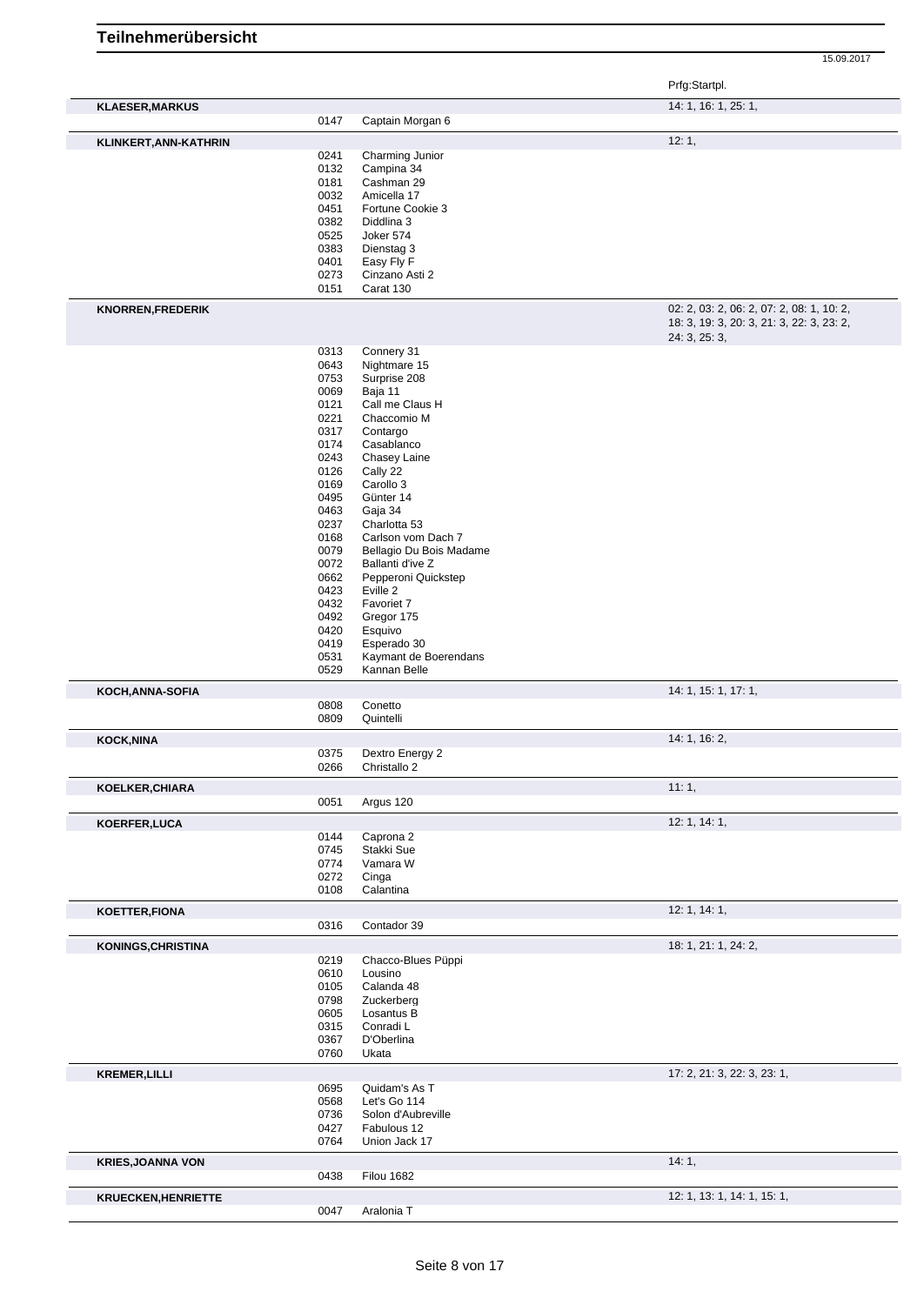# Teilnehmerübersicht

15.09.2017

| Name | Nr. | Pferd | Prfg:Startpl. |
|---|---|---|---|
| **KLAESER,MARKUS** | | | 14: 1, 16: 1, 25: 1, |
| | 0147 | Captain Morgan 6 | |
| **KLINKERT,ANN-KATHRIN** | | | 12: 1, |
| | 0241 | Charming Junior | |
| | 0132 | Campina 34 | |
| | 0181 | Cashman 29 | |
| | 0032 | Amicella 17 | |
| | 0451 | Fortune Cookie 3 | |
| | 0382 | Diddlina 3 | |
| | 0525 | Joker 574 | |
| | 0383 | Dienstag 3 | |
| | 0401 | Easy Fly F | |
| | 0273 | Cinzano Asti 2 | |
| | 0151 | Carat 130 | |
| **KNORREN,FREDERIK** | | | 02: 2, 03: 2, 06: 2, 07: 2, 08: 1, 10: 2, 18: 3, 19: 3, 20: 3, 21: 3, 22: 3, 23: 2, 24: 3, 25: 3, |
| | 0313 | Connery 31 | |
| | 0643 | Nightmare 15 | |
| | 0753 | Surprise 208 | |
| | 0069 | Baja 11 | |
| | 0121 | Call me Claus H | |
| | 0221 | Chaccomio M | |
| | 0317 | Contargo | |
| | 0174 | Casablanco | |
| | 0243 | Chasey Laine | |
| | 0126 | Cally 22 | |
| | 0169 | Carollo 3 | |
| | 0495 | Günter 14 | |
| | 0463 | Gaja 34 | |
| | 0237 | Charlotta 53 | |
| | 0168 | Carlson vom Dach 7 | |
| | 0079 | Bellagio Du Bois Madame | |
| | 0072 | Ballanti d'ive Z | |
| | 0662 | Pepperoni Quickstep | |
| | 0423 | Eville 2 | |
| | 0432 | Favoriet 7 | |
| | 0492 | Gregor 175 | |
| | 0420 | Esquivo | |
| | 0419 | Esperado 30 | |
| | 0531 | Kaymant de Boerendans | |
| | 0529 | Kannan Belle | |
| **KOCH,ANNA-SOFIA** | | | 14: 1, 15: 1, 17: 1, |
| | 0808 | Conetto | |
| | 0809 | Quintelli | |
| **KOCK,NINA** | | | 14: 1, 16: 2, |
| | 0375 | Dextro Energy 2 | |
| | 0266 | Christallo 2 | |
| **KOELKER,CHIARA** | | | 11: 1, |
| | 0051 | Argus 120 | |
| **KOERFER,LUCA** | | | 12: 1, 14: 1, |
| | 0144 | Caprona 2 | |
| | 0745 | Stakki Sue | |
| | 0774 | Vamara W | |
| | 0272 | Cinga | |
| | 0108 | Calantina | |
| **KOETTER,FIONA** | | | 12: 1, 14: 1, |
| | 0316 | Contador 39 | |
| **KONINGS,CHRISTINA** | | | 18: 1, 21: 1, 24: 2, |
| | 0219 | Chacco-Blues Püppi | |
| | 0610 | Lousino | |
| | 0105 | Calanda 48 | |
| | 0798 | Zuckerberg | |
| | 0605 | Losantus B | |
| | 0315 | Conradi L | |
| | 0367 | D'Oberlina | |
| | 0760 | Ukata | |
| **KREMER,LILLI** | | | 17: 2, 21: 3, 22: 3, 23: 1, |
| | 0695 | Quidam's As T | |
| | 0568 | Let's Go 114 | |
| | 0736 | Solon d'Aubreville | |
| | 0427 | Fabulous 12 | |
| | 0764 | Union Jack 17 | |
| **KRIES,JOANNA VON** | | | 14: 1, |
| | 0438 | Filou 1682 | |
| **KRUECKEN,HENRIETTE** | | | 12: 1, 13: 1, 14: 1, 15: 1, |
| | 0047 | Aralonia T | |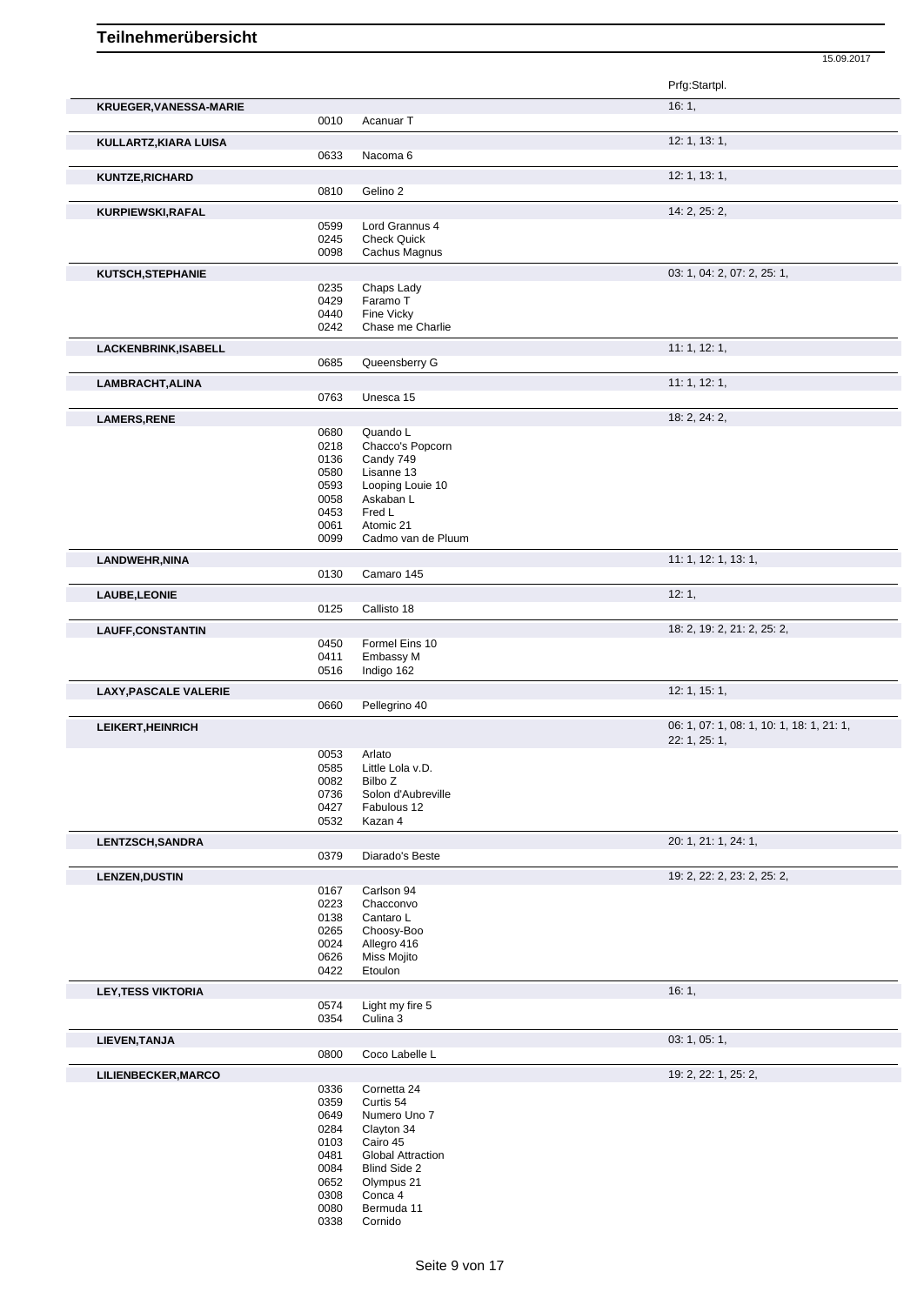# Teilnehmerübersicht

15.09.2017

| Teilnehmer | Nr. | Pferd | Prfg:Startpl. |
|---|---|---|---|
| **KRUEGER,VANESSA-MARIE** | | | 16: 1, |
| | 0010 | Acanuar T | |
| **KULLARTZ,KIARA LUISA** | | | 12: 1, 13: 1, |
| | 0633 | Nacoma 6 | |
| **KUNTZE,RICHARD** | | | 12: 1, 13: 1, |
| | 0810 | Gelino 2 | |
| **KURPIEWSKI,RAFAL** | | | 14: 2, 25: 2, |
| | 0599 | Lord Grannus 4 | |
| | 0245 | Check Quick | |
| | 0098 | Cachus Magnus | |
| **KUTSCH,STEPHANIE** | | | 03: 1, 04: 2, 07: 2, 25: 1, |
| | 0235 | Chaps Lady | |
| | 0429 | Faramo T | |
| | 0440 | Fine Vicky | |
| | 0242 | Chase me Charlie | |
| **LACKENBRINK,ISABELL** | | | 11: 1, 12: 1, |
| | 0685 | Queensberry G | |
| **LAMBRACHT,ALINA** | | | 11: 1, 12: 1, |
| | 0763 | Unesca 15 | |
| **LAMERS,RENE** | | | 18: 2, 24: 2, |
| | 0680 | Quando L | |
| | 0218 | Chacco's Popcorn | |
| | 0136 | Candy 749 | |
| | 0580 | Lisanne 13 | |
| | 0593 | Looping Louie 10 | |
| | 0058 | Askaban L | |
| | 0453 | Fred L | |
| | 0061 | Atomic 21 | |
| | 0099 | Cadmo van de Pluum | |
| **LANDWEHR,NINA** | | | 11: 1, 12: 1, 13: 1, |
| | 0130 | Camaro 145 | |
| **LAUBE,LEONIE** | | | 12: 1, |
| | 0125 | Callisto 18 | |
| **LAUFF,CONSTANTIN** | | | 18: 2, 19: 2, 21: 2, 25: 2, |
| | 0450 | Formel Eins 10 | |
| | 0411 | Embassy M | |
| | 0516 | Indigo 162 | |
| **LAXY,PASCALE VALERIE** | | | 12: 1, 15: 1, |
| | 0660 | Pellegrino 40 | |
| **LEIKERT,HEINRICH** | | | 06: 1, 07: 1, 08: 1, 10: 1, 18: 1, 21: 1, 22: 1, 25: 1, |
| | 0053 | Arlato | |
| | 0585 | Little Lola v.D. | |
| | 0082 | Bilbo Z | |
| | 0736 | Solon d'Aubreville | |
| | 0427 | Fabulous 12 | |
| | 0532 | Kazan 4 | |
| **LENTZSCH,SANDRA** | | | 20: 1, 21: 1, 24: 1, |
| | 0379 | Diarado's Beste | |
| **LENZEN,DUSTIN** | | | 19: 2, 22: 2, 23: 2, 25: 2, |
| | 0167 | Carlson 94 | |
| | 0223 | Chacconvo | |
| | 0138 | Cantaro L | |
| | 0265 | Choosy-Boo | |
| | 0024 | Allegro 416 | |
| | 0626 | Miss Mojito | |
| | 0422 | Etoulon | |
| **LEY,TESS VIKTORIA** | | | 16: 1, |
| | 0574 | Light my fire 5 | |
| | 0354 | Culina 3 | |
| **LIEVEN,TANJA** | | | 03: 1, 05: 1, |
| | 0800 | Coco Labelle L | |
| **LILIENBECKER,MARCO** | | | 19: 2, 22: 1, 25: 2, |
| | 0336 | Cornetta 24 | |
| | 0359 | Curtis 54 | |
| | 0649 | Numero Uno 7 | |
| | 0284 | Clayton 34 | |
| | 0103 | Cairo 45 | |
| | 0481 | Global Attraction | |
| | 0084 | Blind Side 2 | |
| | 0652 | Olympus 21 | |
| | 0308 | Conca 4 | |
| | 0080 | Bermuda 11 | |
| | 0338 | Cornido | |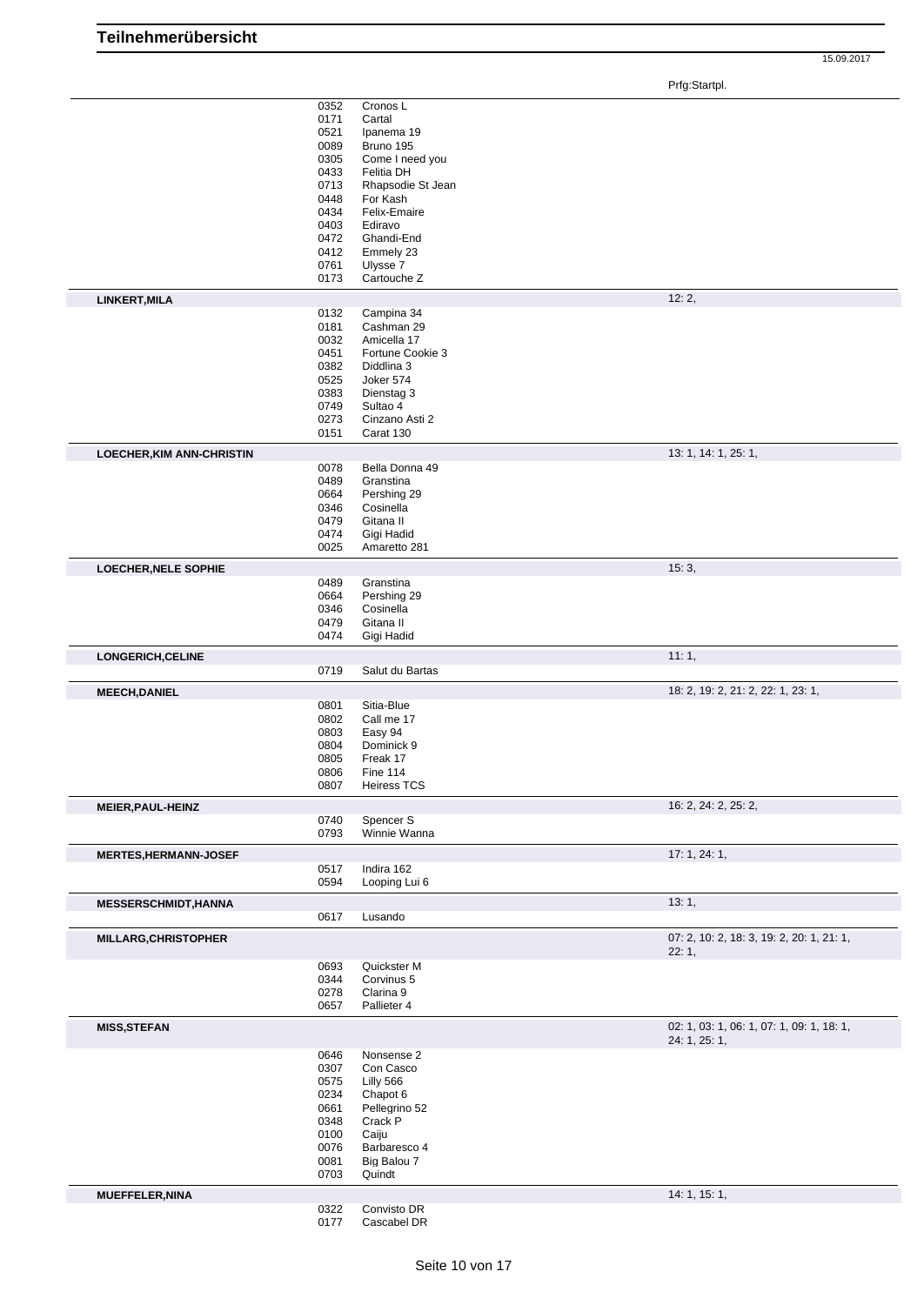# Teilnehmerübersicht

15.09.2017

Prfg:Startpl.

| Teilnehmer | Nr. | Pferd | Prfg:Startpl. |
|---|---|---|---|
| | 0352 | Cronos L | |
| | 0171 | Cartal | |
| | 0521 | Ipanema 19 | |
| | 0089 | Bruno 195 | |
| | 0305 | Come I need you | |
| | 0433 | Felitia DH | |
| | 0713 | Rhapsodie St Jean | |
| | 0448 | For Kash | |
| | 0434 | Felix-Emaire | |
| | 0403 | Ediravo | |
| | 0472 | Ghandi-End | |
| | 0412 | Emmely 23 | |
| | 0761 | Ulysse 7 | |
| | 0173 | Cartouche Z | |
| **LINKERT,MILA** | | | 12: 2, |
| | 0132 | Campina 34 | |
| | 0181 | Cashman 29 | |
| | 0032 | Amicella 17 | |
| | 0451 | Fortune Cookie 3 | |
| | 0382 | Diddlina 3 | |
| | 0525 | Joker 574 | |
| | 0383 | Dienstag 3 | |
| | 0749 | Sultao 4 | |
| | 0273 | Cinzano Asti 2 | |
| | 0151 | Carat 130 | |
| **LOECHER,KIM ANN-CHRISTIN** | | | 13: 1, 14: 1, 25: 1, |
| | 0078 | Bella Donna 49 | |
| | 0489 | Granstina | |
| | 0664 | Pershing 29 | |
| | 0346 | Cosinella | |
| | 0479 | Gitana II | |
| | 0474 | Gigi Hadid | |
| | 0025 | Amaretto 281 | |
| **LOECHER,NELE SOPHIE** | | | 15: 3, |
| | 0489 | Granstina | |
| | 0664 | Pershing 29 | |
| | 0346 | Cosinella | |
| | 0479 | Gitana II | |
| | 0474 | Gigi Hadid | |
| **LONGERICH,CELINE** | | | 11: 1, |
| | 0719 | Salut du Bartas | |
| **MEECH,DANIEL** | | | 18: 2, 19: 2, 21: 2, 22: 1, 23: 1, |
| | 0801 | Sitia-Blue | |
| | 0802 | Call me 17 | |
| | 0803 | Easy 94 | |
| | 0804 | Dominick 9 | |
| | 0805 | Freak 17 | |
| | 0806 | Fine 114 | |
| | 0807 | Heiress TCS | |
| **MEIER,PAUL-HEINZ** | | | 16: 2, 24: 2, 25: 2, |
| | 0740 | Spencer S | |
| | 0793 | Winnie Wanna | |
| **MERTES,HERMANN-JOSEF** | | | 17: 1, 24: 1, |
| | 0517 | Indira 162 | |
| | 0594 | Looping Lui 6 | |
| **MESSERSCHMIDT,HANNA** | | | 13: 1, |
| | 0617 | Lusando | |
| **MILLARG,CHRISTOPHER** | | | 07: 2, 10: 2, 18: 3, 19: 2, 20: 1, 21: 1, 22: 1, |
| | 0693 | Quickster M | |
| | 0344 | Corvinus 5 | |
| | 0278 | Clarina 9 | |
| | 0657 | Pallieter 4 | |
| **MISS,STEFAN** | | | 02: 1, 03: 1, 06: 1, 07: 1, 09: 1, 18: 1, 24: 1, 25: 1, |
| | 0646 | Nonsense 2 | |
| | 0307 | Con Casco | |
| | 0575 | Lilly 566 | |
| | 0234 | Chapot 6 | |
| | 0661 | Pellegrino 52 | |
| | 0348 | Crack P | |
| | 0100 | Caiju | |
| | 0076 | Barbaresco 4 | |
| | 0081 | Big Balou 7 | |
| | 0703 | Quindt | |
| **MUEFFELER,NINA** | | | 14: 1, 15: 1, |
| | 0322 | Convisto DR | |
| | 0177 | Cascabel DR | |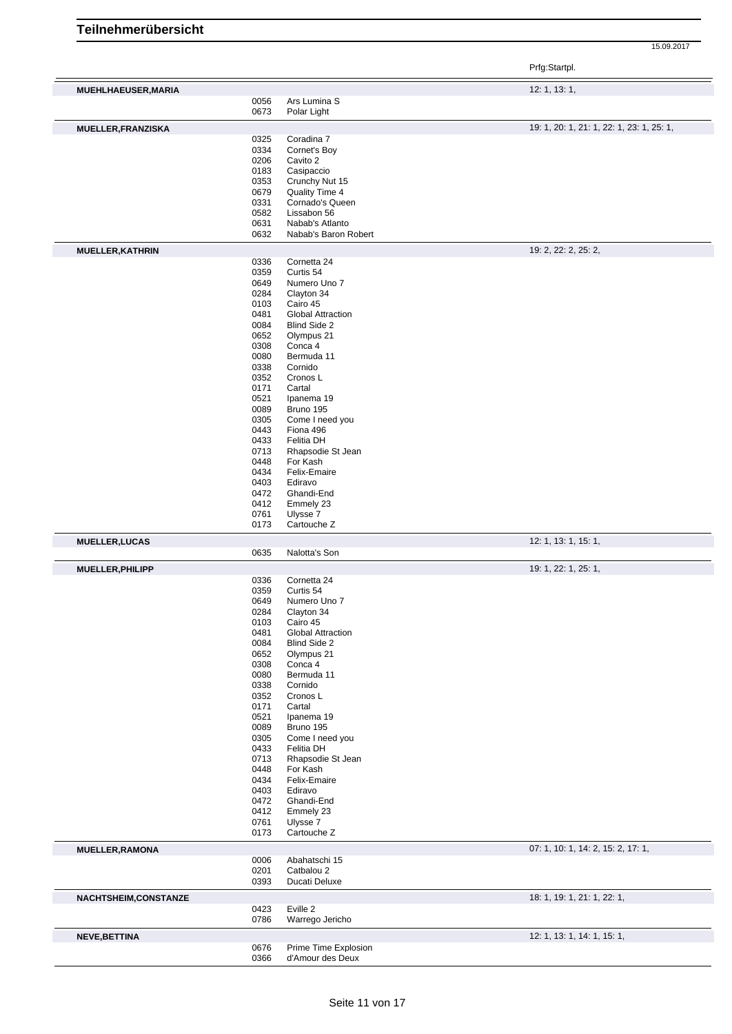# Teilnehmerübersicht

15.09.2017

| Name | Nr. | Pferd | Prfg:Startpl. |
|---|---|---|---|
| **MUEHLHAEUSER,MARIA** | | | 12: 1, 13: 1, |
| | 0056 | Ars Lumina S | |
| | 0673 | Polar Light | |
| **MUELLER,FRANZISKA** | | | 19: 1, 20: 1, 21: 1, 22: 1, 23: 1, 25: 1, |
| | 0325 | Coradina 7 | |
| | 0334 | Cornet's Boy | |
| | 0206 | Cavito 2 | |
| | 0183 | Casipaccio | |
| | 0353 | Crunchy Nut 15 | |
| | 0679 | Quality Time 4 | |
| | 0331 | Cornado's Queen | |
| | 0582 | Lissabon 56 | |
| | 0631 | Nabab's Atlanto | |
| | 0632 | Nabab's Baron Robert | |
| **MUELLER,KATHRIN** | | | 19: 2, 22: 2, 25: 2, |
| | 0336 | Cornetta 24 | |
| | 0359 | Curtis 54 | |
| | 0649 | Numero Uno 7 | |
| | 0284 | Clayton 34 | |
| | 0103 | Cairo 45 | |
| | 0481 | Global Attraction | |
| | 0084 | Blind Side 2 | |
| | 0652 | Olympus 21 | |
| | 0308 | Conca 4 | |
| | 0080 | Bermuda 11 | |
| | 0338 | Cornido | |
| | 0352 | Cronos L | |
| | 0171 | Cartal | |
| | 0521 | Ipanema 19 | |
| | 0089 | Bruno 195 | |
| | 0305 | Come I need you | |
| | 0443 | Fiona 496 | |
| | 0433 | Felitia DH | |
| | 0713 | Rhapsodie St Jean | |
| | 0448 | For Kash | |
| | 0434 | Felix-Emaire | |
| | 0403 | Ediravo | |
| | 0472 | Ghandi-End | |
| | 0412 | Emmely 23 | |
| | 0761 | Ulysse 7 | |
| | 0173 | Cartouche Z | |
| **MUELLER,LUCAS** | | | 12: 1, 13: 1, 15: 1, |
| | 0635 | Nalotta's Son | |
| **MUELLER,PHILIPP** | | | 19: 1, 22: 1, 25: 1, |
| | 0336 | Cornetta 24 | |
| | 0359 | Curtis 54 | |
| | 0649 | Numero Uno 7 | |
| | 0284 | Clayton 34 | |
| | 0103 | Cairo 45 | |
| | 0481 | Global Attraction | |
| | 0084 | Blind Side 2 | |
| | 0652 | Olympus 21 | |
| | 0308 | Conca 4 | |
| | 0080 | Bermuda 11 | |
| | 0338 | Cornido | |
| | 0352 | Cronos L | |
| | 0171 | Cartal | |
| | 0521 | Ipanema 19 | |
| | 0089 | Bruno 195 | |
| | 0305 | Come I need you | |
| | 0433 | Felitia DH | |
| | 0713 | Rhapsodie St Jean | |
| | 0448 | For Kash | |
| | 0434 | Felix-Emaire | |
| | 0403 | Ediravo | |
| | 0472 | Ghandi-End | |
| | 0412 | Emmely 23 | |
| | 0761 | Ulysse 7 | |
| | 0173 | Cartouche Z | |
| **MUELLER,RAMONA** | | | 07: 1, 10: 1, 14: 2, 15: 2, 17: 1, |
| | 0006 | Abahatschi 15 | |
| | 0201 | Catbalou 2 | |
| | 0393 | Ducati Deluxe | |
| **NACHTSHEIM,CONSTANZE** | | | 18: 1, 19: 1, 21: 1, 22: 1, |
| | 0423 | Eville 2 | |
| | 0786 | Warrego Jericho | |
| **NEVE,BETTINA** | | | 12: 1, 13: 1, 14: 1, 15: 1, |
| | 0676 | Prime Time Explosion | |
| | 0366 | d'Amour des Deux | |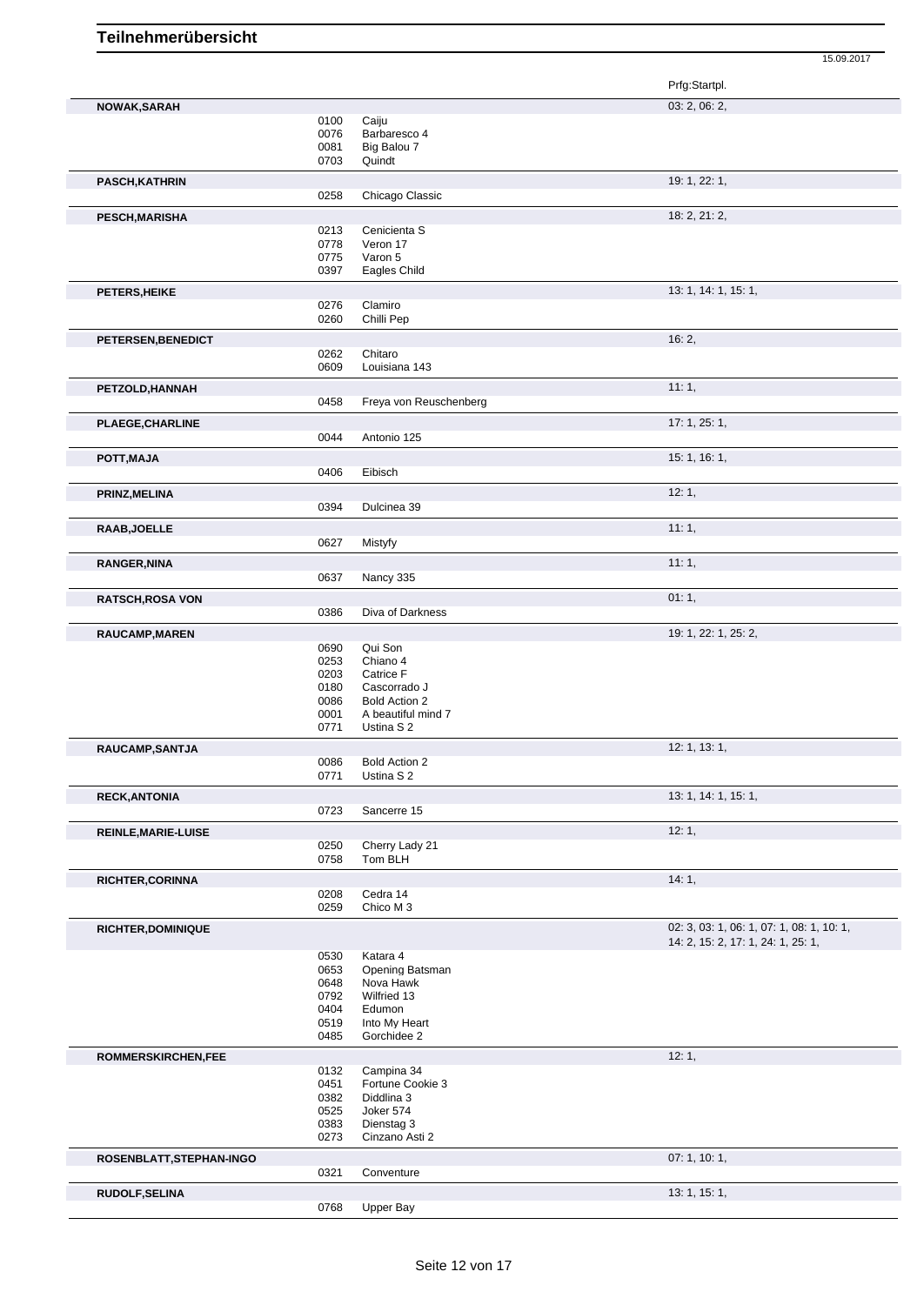# Teilnehmerübersicht

15.09.2017

| Name | Nr. | Pferd | Prfg:Startpl. |
|---|---|---|---|
| **NOWAK,SARAH** | | | 03: 2, 06: 2, |
| | 0100 | Caiju | |
| | 0076 | Barbaresco 4 | |
| | 0081 | Big Balou 7 | |
| | 0703 | Quindt | |
| **PASCH,KATHRIN** | | | 19: 1, 22: 1, |
| | 0258 | Chicago Classic | |
| **PESCH,MARISHA** | | | 18: 2, 21: 2, |
| | 0213 | Cenicienta S | |
| | 0778 | Veron 17 | |
| | 0775 | Varon 5 | |
| | 0397 | Eagles Child | |
| **PETERS,HEIKE** | | | 13: 1, 14: 1, 15: 1, |
| | 0276 | Clamiro | |
| | 0260 | Chilli Pep | |
| **PETERSEN,BENEDICT** | | | 16: 2, |
| | 0262 | Chitaro | |
| | 0609 | Louisiana 143 | |
| **PETZOLD,HANNAH** | | | 11: 1, |
| | 0458 | Freya von Reuschenberg | |
| **PLAEGE,CHARLINE** | | | 17: 1, 25: 1, |
| | 0044 | Antonio 125 | |
| **POTT,MAJA** | | | 15: 1, 16: 1, |
| | 0406 | Eibisch | |
| **PRINZ,MELINA** | | | 12: 1, |
| | 0394 | Dulcinea 39 | |
| **RAAB,JOELLE** | | | 11: 1, |
| | 0627 | Mistyfy | |
| **RANGER,NINA** | | | 11: 1, |
| | 0637 | Nancy 335 | |
| **RATSCH,ROSA VON** | | | 01: 1, |
| | 0386 | Diva of Darkness | |
| **RAUCAMP,MAREN** | | | 19: 1, 22: 1, 25: 2, |
| | 0690 | Qui Son | |
| | 0253 | Chiano 4 | |
| | 0203 | Catrice F | |
| | 0180 | Cascorrado J | |
| | 0086 | Bold Action 2 | |
| | 0001 | A beautiful mind 7 | |
| | 0771 | Ustina S 2 | |
| **RAUCAMP,SANTJA** | | | 12: 1, 13: 1, |
| | 0086 | Bold Action 2 | |
| | 0771 | Ustina S 2 | |
| **RECK,ANTONIA** | | | 13: 1, 14: 1, 15: 1, |
| | 0723 | Sancerre 15 | |
| **REINLE,MARIE-LUISE** | | | 12: 1, |
| | 0250 | Cherry Lady 21 | |
| | 0758 | Tom BLH | |
| **RICHTER,CORINNA** | | | 14: 1, |
| | 0208 | Cedra 14 | |
| | 0259 | Chico M 3 | |
| **RICHTER,DOMINIQUE** | | | 02: 3, 03: 1, 06: 1, 07: 1, 08: 1, 10: 1, 14: 2, 15: 2, 17: 1, 24: 1, 25: 1, |
| | 0530 | Katara 4 | |
| | 0653 | Opening Batsman | |
| | 0648 | Nova Hawk | |
| | 0792 | Wilfried 13 | |
| | 0404 | Edumon | |
| | 0519 | Into My Heart | |
| | 0485 | Gorchidee 2 | |
| **ROMMERSKIRCHEN,FEE** | | | 12: 1, |
| | 0132 | Campina 34 | |
| | 0451 | Fortune Cookie 3 | |
| | 0382 | Diddlina 3 | |
| | 0525 | Joker 574 | |
| | 0383 | Dienstag 3 | |
| | 0273 | Cinzano Asti 2 | |
| **ROSENBLATT,STEPHAN-INGO** | | | 07: 1, 10: 1, |
| | 0321 | Conventure | |
| **RUDOLF,SELINA** | | | 13: 1, 15: 1, |
| | 0768 | Upper Bay | |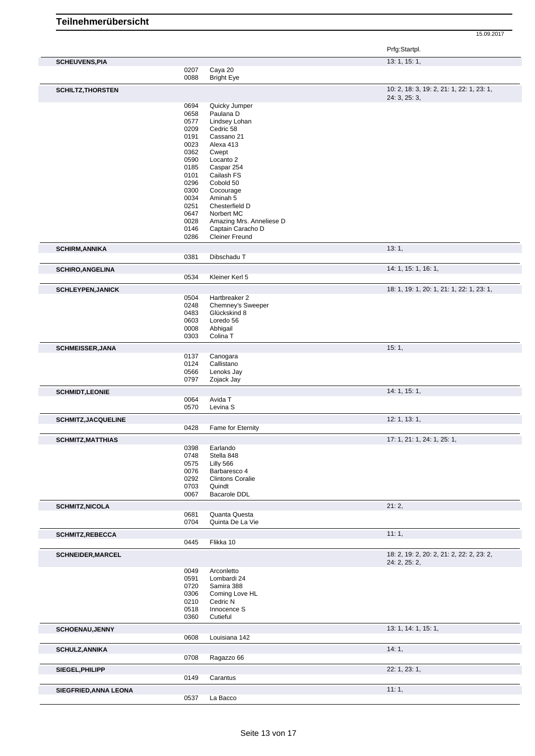# Teilnehmerübersicht

15.09.2017

| | | | Prfg:Startpl. |
|---|---|---|---|
| **SCHEUVENS,PIA** | | | 13: 1, 15: 1, |
| | 0207 | Caya 20 | |
| | 0088 | Bright Eye | |
| **SCHILTZ,THORSTEN** | | | 10: 2, 18: 3, 19: 2, 21: 1, 22: 1, 23: 1, 24: 3, 25: 3, |
| | 0694 | Quicky Jumper | |
| | 0658 | Paulana D | |
| | 0577 | Lindsey Lohan | |
| | 0209 | Cedric 58 | |
| | 0191 | Cassano 21 | |
| | 0023 | Alexa 413 | |
| | 0362 | Cwept | |
| | 0590 | Locanto 2 | |
| | 0185 | Caspar 254 | |
| | 0101 | Cailash FS | |
| | 0296 | Cobold 50 | |
| | 0300 | Cocourage | |
| | 0034 | Aminah 5 | |
| | 0251 | Chesterfield D | |
| | 0647 | Norbert MC | |
| | 0028 | Amazing Mrs. Anneliese D | |
| | 0146 | Captain Caracho D | |
| | 0286 | Cleiner Freund | |
| **SCHIRM,ANNIKA** | | | 13: 1, |
| | 0381 | Dibschadu T | |
| **SCHIRO,ANGELINA** | | | 14: 1, 15: 1, 16: 1, |
| | 0534 | Kleiner Kerl 5 | |
| **SCHLEYPEN,JANICK** | | | 18: 1, 19: 1, 20: 1, 21: 1, 22: 1, 23: 1, |
| | 0504 | Hartbreaker 2 | |
| | 0248 | Chemney's Sweeper | |
| | 0483 | Glückskind 8 | |
| | 0603 | Loredo 56 | |
| | 0008 | Abhigail | |
| | 0303 | Colina T | |
| **SCHMEISSER,JANA** | | | 15: 1, |
| | 0137 | Canogara | |
| | 0124 | Callistano | |
| | 0566 | Lenoks Jay | |
| | 0797 | Zojack Jay | |
| **SCHMIDT,LEONIE** | | | 14: 1, 15: 1, |
| | 0064 | Avida T | |
| | 0570 | Levina S | |
| **SCHMITZ,JACQUELINE** | | | 12: 1, 13: 1, |
| | 0428 | Fame for Eternity | |
| **SCHMITZ,MATTHIAS** | | | 17: 1, 21: 1, 24: 1, 25: 1, |
| | 0398 | Earlando | |
| | 0748 | Stella 848 | |
| | 0575 | Lilly 566 | |
| | 0076 | Barbaresco 4 | |
| | 0292 | Clintons Coralie | |
| | 0703 | Quindt | |
| | 0067 | Bacarole DDL | |
| **SCHMITZ,NICOLA** | | | 21: 2, |
| | 0681 | Quanta Questa | |
| | 0704 | Quinta De La Vie | |
| **SCHMITZ,REBECCA** | | | 11: 1, |
| | 0445 | Flikka 10 | |
| **SCHNEIDER,MARCEL** | | | 18: 2, 19: 2, 20: 2, 21: 2, 22: 2, 23: 2, 24: 2, 25: 2, |
| | 0049 | Arconletto | |
| | 0591 | Lombardi 24 | |
| | 0720 | Samira 388 | |
| | 0306 | Coming Love HL | |
| | 0210 | Cedric N | |
| | 0518 | Innocence S | |
| | 0360 | Cutieful | |
| **SCHOENAU,JENNY** | | | 13: 1, 14: 1, 15: 1, |
| | 0608 | Louisiana 142 | |
| **SCHULZ,ANNIKA** | | | 14: 1, |
| | 0708 | Ragazzo 66 | |
| **SIEGEL,PHILIPP** | | | 22: 1, 23: 1, |
| | 0149 | Carantus | |
| **SIEGFRIED,ANNA LEONA** | | | 11: 1, |
| | 0537 | La Bacco | |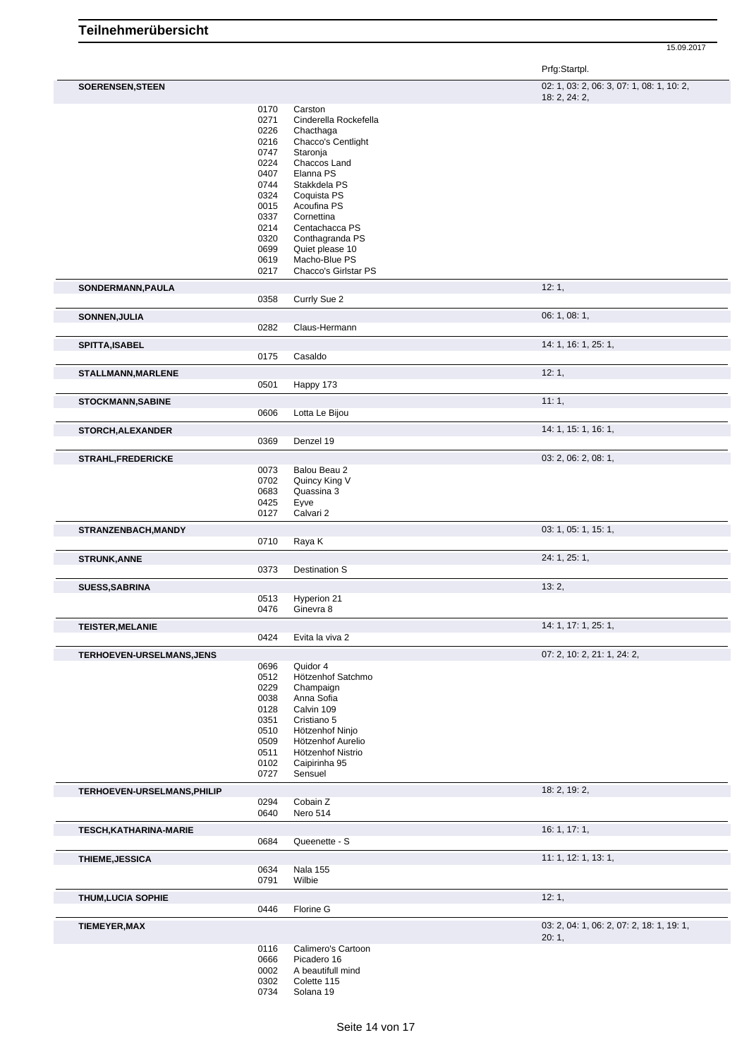# Teilnehmerübersicht

15.09.2017

| | | | Prfg:Startpl. |
|---|---|---|---|
| **SOERENSEN,STEEN** | | | 02: 1, 03: 2, 06: 3, 07: 1, 08: 1, 10: 2, 18: 2, 24: 2, |
| | 0170 | Carston | |
| | 0271 | Cinderella Rockefella | |
| | 0226 | Chacthaga | |
| | 0216 | Chacco's Centlight | |
| | 0747 | Staronja | |
| | 0224 | Chaccos Land | |
| | 0407 | Elanna PS | |
| | 0744 | Stakkdela PS | |
| | 0324 | Coquista PS | |
| | 0015 | Acoufina PS | |
| | 0337 | Cornettina | |
| | 0214 | Centachacca PS | |
| | 0320 | Conthagranda PS | |
| | 0699 | Quiet please 10 | |
| | 0619 | Macho-Blue PS | |
| | 0217 | Chacco's Girlstar PS | |
| **SONDERMANN,PAULA** | | | 12: 1, |
| | 0358 | Currly Sue 2 | |
| **SONNEN,JULIA** | | | 06: 1, 08: 1, |
| | 0282 | Claus-Hermann | |
| **SPITTA,ISABEL** | | | 14: 1, 16: 1, 25: 1, |
| | 0175 | Casaldo | |
| **STALLMANN,MARLENE** | | | 12: 1, |
| | 0501 | Happy 173 | |
| **STOCKMANN,SABINE** | | | 11: 1, |
| | 0606 | Lotta Le Bijou | |
| **STORCH,ALEXANDER** | | | 14: 1, 15: 1, 16: 1, |
| | 0369 | Denzel 19 | |
| **STRAHL,FREDERICKE** | | | 03: 2, 06: 2, 08: 1, |
| | 0073 | Balou Beau 2 | |
| | 0702 | Quincy King V | |
| | 0683 | Quassina 3 | |
| | 0425 | Eyve | |
| | 0127 | Calvari 2 | |
| **STRANZENBACH,MANDY** | | | 03: 1, 05: 1, 15: 1, |
| | 0710 | Raya K | |
| **STRUNK,ANNE** | | | 24: 1, 25: 1, |
| | 0373 | Destination S | |
| **SUESS,SABRINA** | | | 13: 2, |
| | 0513 | Hyperion 21 | |
| | 0476 | Ginevra 8 | |
| **TEISTER,MELANIE** | | | 14: 1, 17: 1, 25: 1, |
| | 0424 | Evita la viva 2 | |
| **TERHOEVEN-URSELMANS,JENS** | | | 07: 2, 10: 2, 21: 1, 24: 2, |
| | 0696 | Quidor 4 | |
| | 0512 | Hötzenhof Satchmo | |
| | 0229 | Champaign | |
| | 0038 | Anna Sofia | |
| | 0128 | Calvin 109 | |
| | 0351 | Cristiano 5 | |
| | 0510 | Hötzenhof Ninjo | |
| | 0509 | Hötzenhof Aurelio | |
| | 0511 | Hötzenhof Nistrio | |
| | 0102 | Caipirinha 95 | |
| | 0727 | Sensuel | |
| **TERHOEVEN-URSELMANS,PHILIP** | | | 18: 2, 19: 2, |
| | 0294 | Cobain Z | |
| | 0640 | Nero 514 | |
| **TESCH,KATHARINA-MARIE** | | | 16: 1, 17: 1, |
| | 0684 | Queenette - S | |
| **THIEME,JESSICA** | | | 11: 1, 12: 1, 13: 1, |
| | 0634 | Nala 155 | |
| | 0791 | Wilbie | |
| **THUM,LUCIA SOPHIE** | | | 12: 1, |
| | 0446 | Florine G | |
| **TIEMEYER,MAX** | | | 03: 2, 04: 1, 06: 2, 07: 2, 18: 1, 19: 1, 20: 1, |
| | 0116 | Calimero's Cartoon | |
| | 0666 | Picadero 16 | |
| | 0002 | A beautifull mind | |
| | 0302 | Colette 115 | |
| | 0734 | Solana 19 | |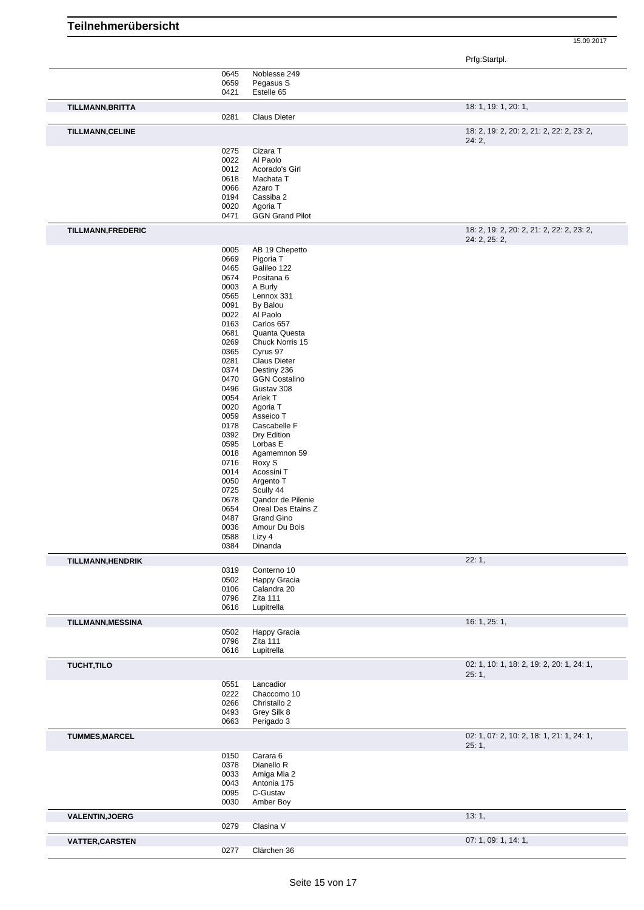# Teilnehmerübersicht

15.09.2017

| | | | Prfg:Startpl. |
|---|---|---|---|
| | 0645 | Noblesse 249 | |
| | 0659 | Pegasus S | |
| | 0421 | Estelle 65 | |
| **TILLMANN,BRITTA** | | | 18: 1, 19: 1, 20: 1, |
| | 0281 | Claus Dieter | |
| **TILLMANN,CELINE** | | | 18: 2, 19: 2, 20: 2, 21: 2, 22: 2, 23: 2, 24: 2, |
| | 0275 | Cizara T | |
| | 0022 | Al Paolo | |
| | 0012 | Acorado's Girl | |
| | 0618 | Machata T | |
| | 0066 | Azaro T | |
| | 0194 | Cassiba 2 | |
| | 0020 | Agoria T | |
| | 0471 | GGN Grand Pilot | |
| **TILLMANN,FREDERIC** | | | 18: 2, 19: 2, 20: 2, 21: 2, 22: 2, 23: 2, 24: 2, 25: 2, |
| | 0005 | AB 19 Chepetto | |
| | 0669 | Pigoria T | |
| | 0465 | Galileo 122 | |
| | 0674 | Positana 6 | |
| | 0003 | A Burly | |
| | 0565 | Lennox 331 | |
| | 0091 | By Balou | |
| | 0022 | Al Paolo | |
| | 0163 | Carlos 657 | |
| | 0681 | Quanta Questa | |
| | 0269 | Chuck Norris 15 | |
| | 0365 | Cyrus 97 | |
| | 0281 | Claus Dieter | |
| | 0374 | Destiny 236 | |
| | 0470 | GGN Costalino | |
| | 0496 | Gustav 308 | |
| | 0054 | Arlek T | |
| | 0020 | Agoria T | |
| | 0059 | Asseico T | |
| | 0178 | Cascabelle F | |
| | 0392 | Dry Edition | |
| | 0595 | Lorbas E | |
| | 0018 | Agamemnon 59 | |
| | 0716 | Roxy S | |
| | 0014 | Acossini T | |
| | 0050 | Argento T | |
| | 0725 | Scully 44 | |
| | 0678 | Qandor de Pilenie | |
| | 0654 | Oreal Des Etains Z | |
| | 0487 | Grand Gino | |
| | 0036 | Amour Du Bois | |
| | 0588 | Lizy 4 | |
| | 0384 | Dinanda | |
| **TILLMANN,HENDRIK** | | | 22: 1, |
| | 0319 | Conterno 10 | |
| | 0502 | Happy Gracia | |
| | 0106 | Calandra 20 | |
| | 0796 | Zita 111 | |
| | 0616 | Lupitrella | |
| **TILLMANN,MESSINA** | | | 16: 1, 25: 1, |
| | 0502 | Happy Gracia | |
| | 0796 | Zita 111 | |
| | 0616 | Lupitrella | |
| **TUCHT,TILO** | | | 02: 1, 10: 1, 18: 2, 19: 2, 20: 1, 24: 1, 25: 1, |
| | 0551 | Lancadior | |
| | 0222 | Chaccomo 10 | |
| | 0266 | Christallo 2 | |
| | 0493 | Grey Silk 8 | |
| | 0663 | Perigado 3 | |
| **TUMMES,MARCEL** | | | 02: 1, 07: 2, 10: 2, 18: 1, 21: 1, 24: 1, 25: 1, |
| | 0150 | Carara 6 | |
| | 0378 | Dianello R | |
| | 0033 | Amiga Mia 2 | |
| | 0043 | Antonia 175 | |
| | 0095 | C-Gustav | |
| | 0030 | Amber Boy | |
| **VALENTIN,JOERG** | | | 13: 1, |
| | 0279 | Clasina V | |
| **VATTER,CARSTEN** | | | 07: 1, 09: 1, 14: 1, |
| | 0277 | Clärchen 36 | |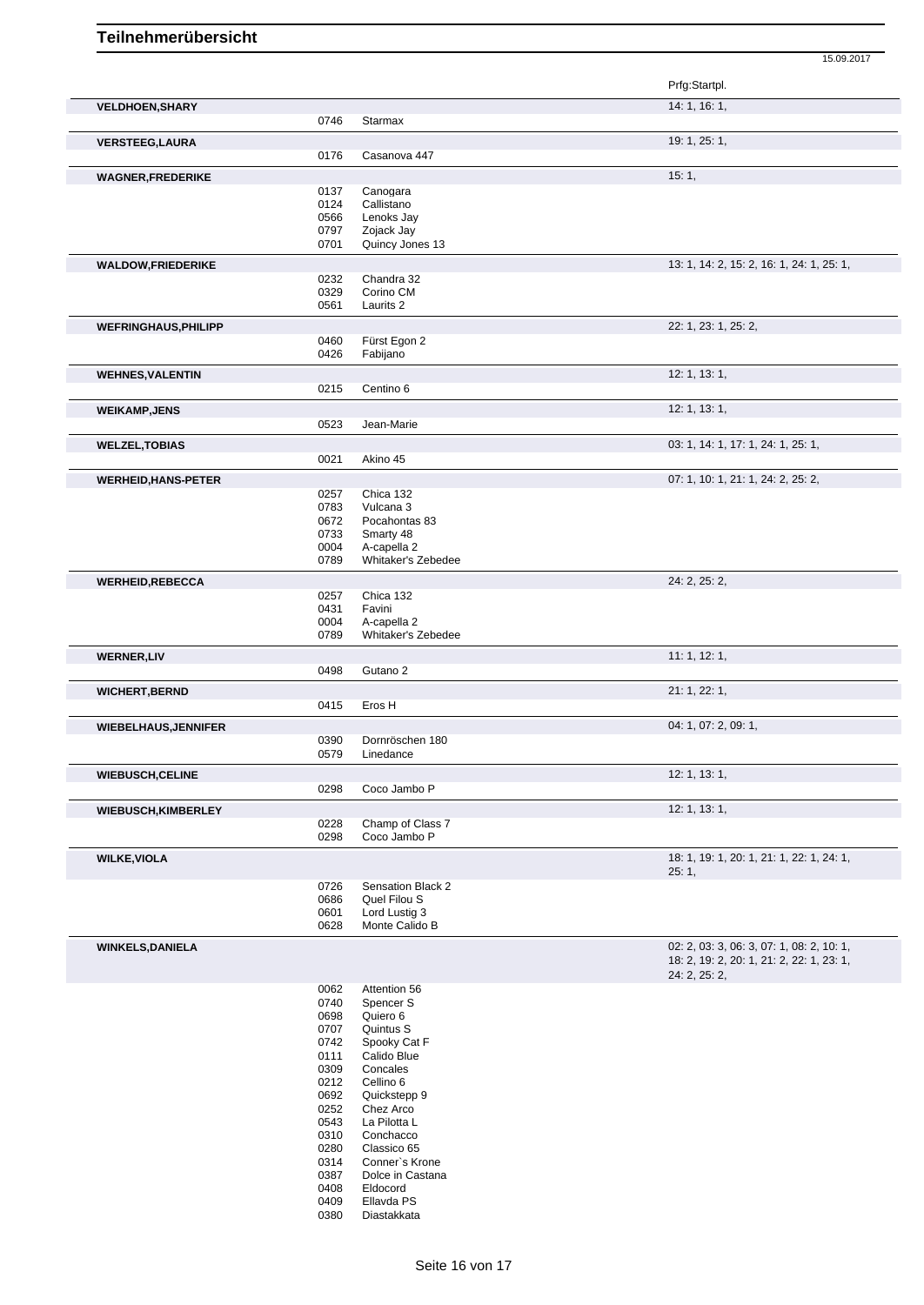# Teilnehmerübersicht

15.09.2017

| Name | Nr. | Pferd | Prfg:Startpl. |
|---|---|---|---|
| **VELDHOEN,SHARY** | | | 14: 1, 16: 1, |
| | 0746 | Starmax | |
| **VERSTEEG,LAURA** | | | 19: 1, 25: 1, |
| | 0176 | Casanova 447 | |
| **WAGNER,FREDERIKE** | | | 15: 1, |
| | 0137 | Canogara | |
| | 0124 | Callistano | |
| | 0566 | Lenoks Jay | |
| | 0797 | Zojack Jay | |
| | 0701 | Quincy Jones 13 | |
| **WALDOW,FRIEDERIKE** | | | 13: 1, 14: 2, 15: 2, 16: 1, 24: 1, 25: 1, |
| | 0232 | Chandra 32 | |
| | 0329 | Corino CM | |
| | 0561 | Laurits 2 | |
| **WEFRINGHAUS,PHILIPP** | | | 22: 1, 23: 1, 25: 2, |
| | 0460 | Fürst Egon 2 | |
| | 0426 | Fabijano | |
| **WEHNES,VALENTIN** | | | 12: 1, 13: 1, |
| | 0215 | Centino 6 | |
| **WEIKAMP,JENS** | | | 12: 1, 13: 1, |
| | 0523 | Jean-Marie | |
| **WELZEL,TOBIAS** | | | 03: 1, 14: 1, 17: 1, 24: 1, 25: 1, |
| | 0021 | Akino 45 | |
| **WERHEID,HANS-PETER** | | | 07: 1, 10: 1, 21: 1, 24: 2, 25: 2, |
| | 0257 | Chica 132 | |
| | 0783 | Vulcana 3 | |
| | 0672 | Pocahontas 83 | |
| | 0733 | Smarty 48 | |
| | 0004 | A-capella 2 | |
| | 0789 | Whitaker's Zebedee | |
| **WERHEID,REBECCA** | | | 24: 2, 25: 2, |
| | 0257 | Chica 132 | |
| | 0431 | Favini | |
| | 0004 | A-capella 2 | |
| | 0789 | Whitaker's Zebedee | |
| **WERNER,LIV** | | | 11: 1, 12: 1, |
| | 0498 | Gutano 2 | |
| **WICHERT,BERND** | | | 21: 1, 22: 1, |
| | 0415 | Eros H | |
| **WIEBELHAUS,JENNIFER** | | | 04: 1, 07: 2, 09: 1, |
| | 0390 | Dornröschen 180 | |
| | 0579 | Linedance | |
| **WIEBUSCH,CELINE** | | | 12: 1, 13: 1, |
| | 0298 | Coco Jambo P | |
| **WIEBUSCH,KIMBERLEY** | | | 12: 1, 13: 1, |
| | 0228 | Champ of Class 7 | |
| | 0298 | Coco Jambo P | |
| **WILKE,VIOLA** | | | 18: 1, 19: 1, 20: 1, 21: 1, 22: 1, 24: 1, 25: 1, |
| | 0726 | Sensation Black 2 | |
| | 0686 | Quel Filou S | |
| | 0601 | Lord Lustig 3 | |
| | 0628 | Monte Calido B | |
| **WINKELS,DANIELA** | | | 02: 2, 03: 3, 06: 3, 07: 1, 08: 2, 10: 1, 18: 2, 19: 2, 20: 1, 21: 2, 22: 1, 23: 1, 24: 2, 25: 2, |
| | 0062 | Attention 56 | |
| | 0740 | Spencer S | |
| | 0698 | Quiero 6 | |
| | 0707 | Quintus S | |
| | 0742 | Spooky Cat F | |
| | 0111 | Calido Blue | |
| | 0309 | Concales | |
| | 0212 | Cellino 6 | |
| | 0692 | Quickstepp 9 | |
| | 0252 | Chez Arco | |
| | 0543 | La Pilotta L | |
| | 0310 | Conchacco | |
| | 0280 | Classico 65 | |
| | 0314 | Conner`s Krone | |
| | 0387 | Dolce in Castana | |
| | 0408 | Eldocord | |
| | 0409 | Ellavda PS | |
| | 0380 | Diastakkata | |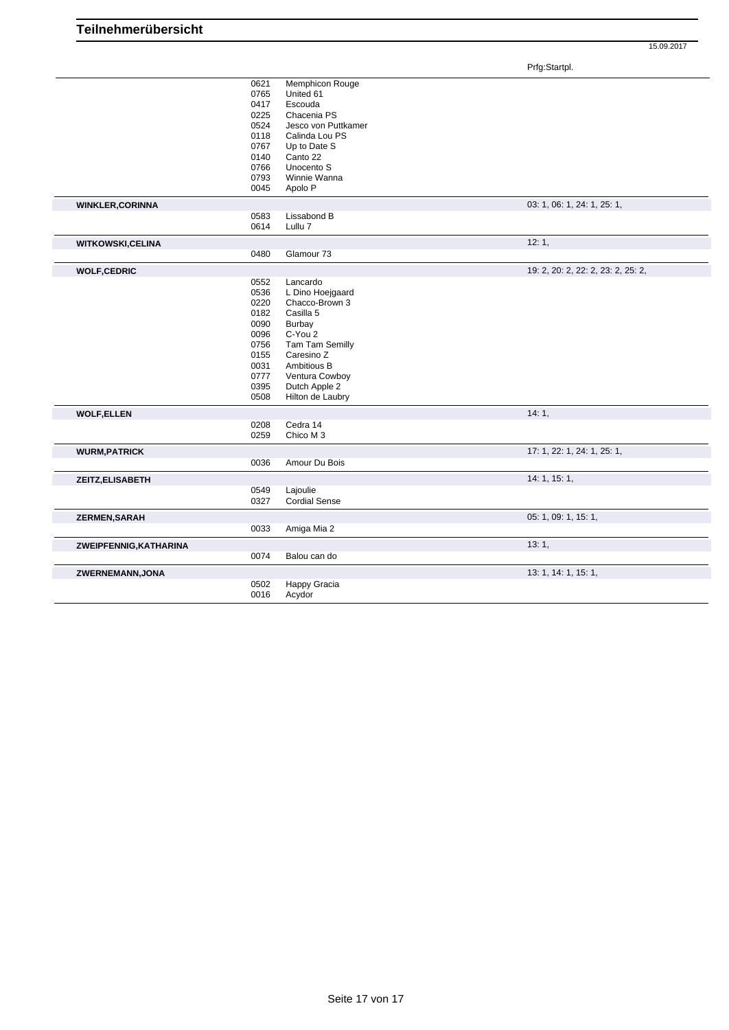# Teilnehmerübersicht

15.09.2017

| | | | Prfg:Startpl. |
|---|---|---|---|
| | 0621 | Memphicon Rouge | |
| | 0765 | United 61 | |
| | 0417 | Escouda | |
| | 0225 | Chacenia PS | |
| | 0524 | Jesco von Puttkamer | |
| | 0118 | Calinda Lou PS | |
| | 0767 | Up to Date S | |
| | 0140 | Canto 22 | |
| | 0766 | Unocento S | |
| | 0793 | Winnie Wanna | |
| | 0045 | Apolo P | |
| **WINKLER,CORINNA** | | | 03: 1, 06: 1, 24: 1, 25: 1, |
| | 0583 | Lissabond B | |
| | 0614 | Lullu 7 | |
| **WITKOWSKI,CELINA** | | | 12: 1, |
| | 0480 | Glamour 73 | |
| **WOLF,CEDRIC** | | | 19: 2, 20: 2, 22: 2, 23: 2, 25: 2, |
| | 0552 | Lancardo | |
| | 0536 | L Dino Hoejgaard | |
| | 0220 | Chacco-Brown 3 | |
| | 0182 | Casilla 5 | |
| | 0090 | Burbay | |
| | 0096 | C-You 2 | |
| | 0756 | Tam Tam Semilly | |
| | 0155 | Caresino Z | |
| | 0031 | Ambitious B | |
| | 0777 | Ventura Cowboy | |
| | 0395 | Dutch Apple 2 | |
| | 0508 | Hilton de Laubry | |
| **WOLF,ELLEN** | | | 14: 1, |
| | 0208 | Cedra 14 | |
| | 0259 | Chico M 3 | |
| **WURM,PATRICK** | | | 17: 1, 22: 1, 24: 1, 25: 1, |
| | 0036 | Amour Du Bois | |
| **ZEITZ,ELISABETH** | | | 14: 1, 15: 1, |
| | 0549 | Lajoulie | |
| | 0327 | Cordial Sense | |
| **ZERMEN,SARAH** | | | 05: 1, 09: 1, 15: 1, |
| | 0033 | Amiga Mia 2 | |
| **ZWEIPFENNIG,KATHARINA** | | | 13: 1, |
| | 0074 | Balou can do | |
| **ZWERNEMANN,JONA** | | | 13: 1, 14: 1, 15: 1, |
| | 0502 | Happy Gracia | |
| | 0016 | Acydor | |